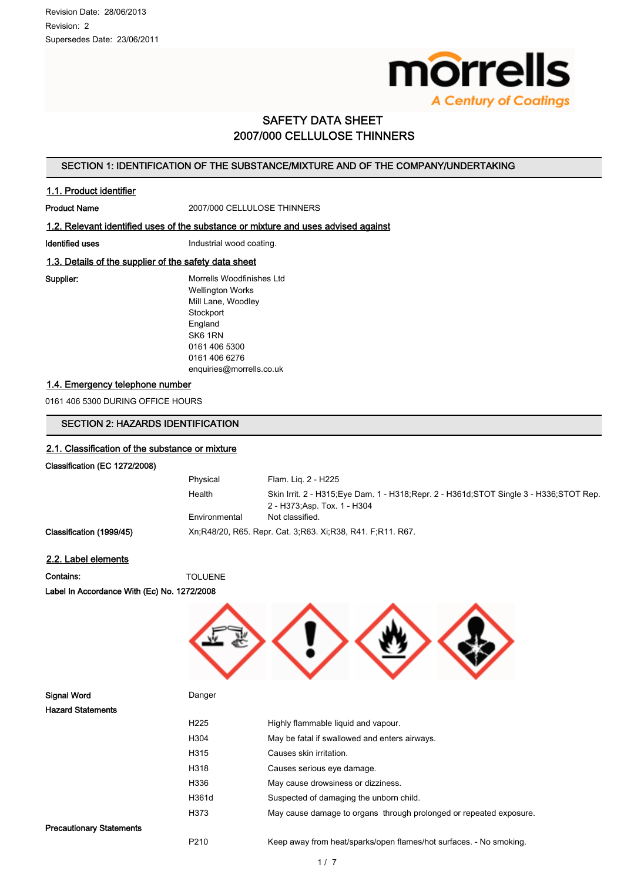Revision Date: 28/06/2013
Revision: 2
Supersedes Date: 23/06/2011

# SAFETY DATA SHEET
# 2007/000 CELLULOSE THINNERS

## SECTION 1: IDENTIFICATION OF THE SUBSTANCE/MIXTURE AND OF THE COMPANY/UNDERTAKING

### 1.1. Product identifier

**Product Name** 2007/000 CELLULOSE THINNERS

### 1.2. Relevant identified uses of the substance or mixture and uses advised against

**Identified uses** Industrial wood coating.

### 1.3. Details of the supplier of the safety data sheet

**Supplier:**
Morrells Woodfinishes Ltd
Wellington Works
Mill Lane, Woodley
Stockport
England
SK6 1RN
0161 406 5300
0161 406 6276
enquiries@morrells.co.uk

### 1.4. Emergency telephone number

0161 406 5300 DURING OFFICE HOURS

## SECTION 2: HAZARDS IDENTIFICATION

### 2.1. Classification of the substance or mixture

**Classification (EC 1272/2008)**

| | |
|---|---|
| Physical | Flam. Liq. 2 - H225 |
| Health | Skin Irrit. 2 - H315;Eye Dam. 1 - H318;Repr. 2 - H361d;STOT Single 3 - H336;STOT Rep. 2 - H373;Asp. Tox. 1 - H304 |
| Environmental | Not classified. |

**Classification (1999/45)** Xn;R48/20, R65. Repr. Cat. 3;R63. Xi;R38, R41. F;R11. R67.

### 2.2. Label elements

**Contains:** TOLUENE

**Label In Accordance With (Ec) No. 1272/2008**

**Signal Word** Danger

**Hazard Statements**

| | |
|---|---|
| H225 | Highly flammable liquid and vapour. |
| H304 | May be fatal if swallowed and enters airways. |
| H315 | Causes skin irritation. |
| H318 | Causes serious eye damage. |
| H336 | May cause drowsiness or dizziness. |
| H361d | Suspected of damaging the unborn child. |
| H373 | May cause damage to organs through prolonged or repeated exposure. |

**Precautionary Statements**

| | |
|---|---|
| P210 | Keep away from heat/sparks/open flames/hot surfaces. - No smoking. |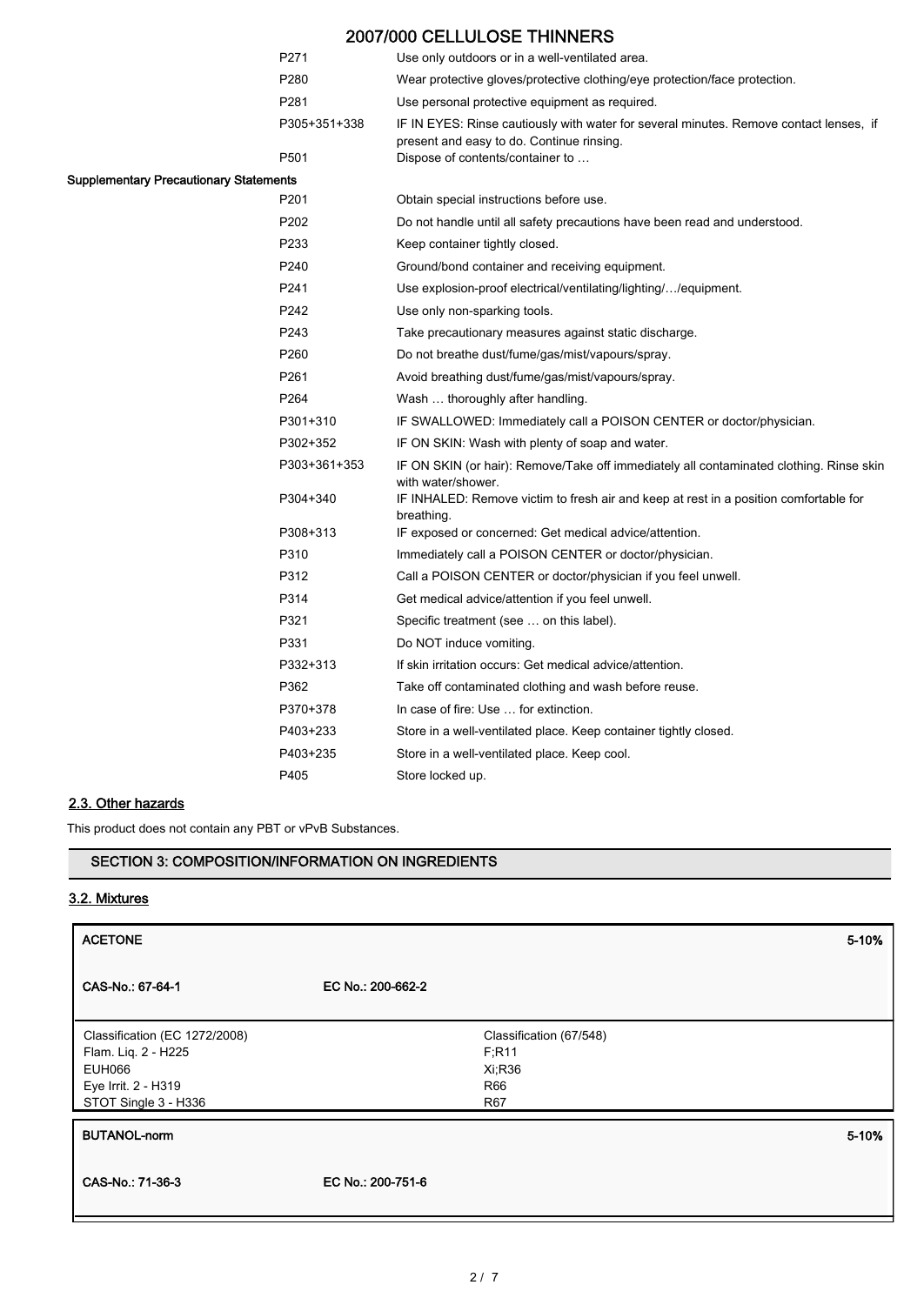| | |
|---|---|
| P271 | Use only outdoors or in a well-ventilated area. |
| P280 | Wear protective gloves/protective clothing/eye protection/face protection. |
| P281 | Use personal protective equipment as required. |
| P305+351+338 | IF IN EYES: Rinse cautiously with water for several minutes. Remove contact lenses, if present and easy to do. Continue rinsing. |
| P501 | Dispose of contents/container to … |

**Supplementary Precautionary Statements**

| | |
|---|---|
| P201 | Obtain special instructions before use. |
| P202 | Do not handle until all safety precautions have been read and understood. |
| P233 | Keep container tightly closed. |
| P240 | Ground/bond container and receiving equipment. |
| P241 | Use explosion-proof electrical/ventilating/lighting/…/equipment. |
| P242 | Use only non-sparking tools. |
| P243 | Take precautionary measures against static discharge. |
| P260 | Do not breathe dust/fume/gas/mist/vapours/spray. |
| P261 | Avoid breathing dust/fume/gas/mist/vapours/spray. |
| P264 | Wash … thoroughly after handling. |
| P301+310 | IF SWALLOWED: Immediately call a POISON CENTER or doctor/physician. |
| P302+352 | IF ON SKIN: Wash with plenty of soap and water. |
| P303+361+353 | IF ON SKIN (or hair): Remove/Take off immediately all contaminated clothing. Rinse skin with water/shower. |
| P304+340 | IF INHALED: Remove victim to fresh air and keep at rest in a position comfortable for breathing. |
| P308+313 | IF exposed or concerned: Get medical advice/attention. |
| P310 | Immediately call a POISON CENTER or doctor/physician. |
| P312 | Call a POISON CENTER or doctor/physician if you feel unwell. |
| P314 | Get medical advice/attention if you feel unwell. |
| P321 | Specific treatment (see … on this label). |
| P331 | Do NOT induce vomiting. |
| P332+313 | If skin irritation occurs: Get medical advice/attention. |
| P362 | Take off contaminated clothing and wash before reuse. |
| P370+378 | In case of fire: Use … for extinction. |
| P403+233 | Store in a well-ventilated place. Keep container tightly closed. |
| P403+235 | Store in a well-ventilated place. Keep cool. |
| P405 | Store locked up. |

## 2.3. Other hazards

This product does not contain any PBT or vPvB Substances.

## SECTION 3: COMPOSITION/INFORMATION ON INGREDIENTS

## 3.2. Mixtures

**ACETONE** 5-10%

**CAS-No.: 67-64-1** **EC No.: 200-662-2**

| Classification (EC 1272/2008) | Classification (67/548) |
|---|---|
| Flam. Liq. 2 - H225 | F;R11 |
| EUH066 | Xi;R36 |
| Eye Irrit. 2 - H319 | R66 |
| STOT Single 3 - H336 | R67 |

**BUTANOL-norm** 5-10%

**CAS-No.: 71-36-3** **EC No.: 200-751-6**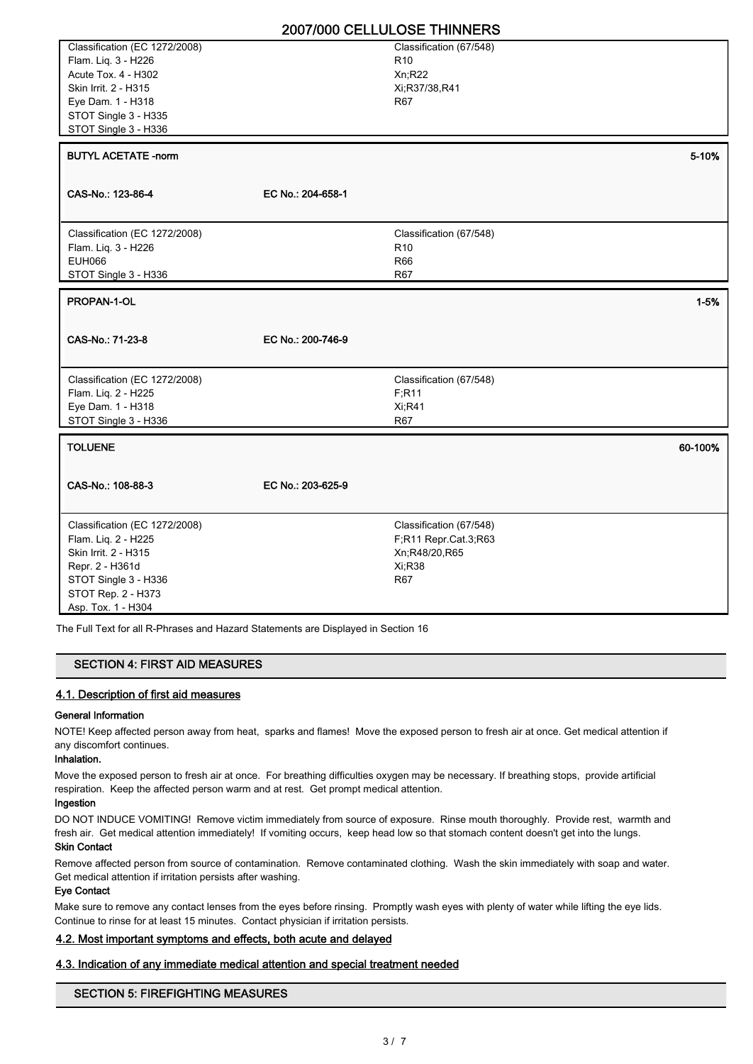| Classification (EC 1272/2008) | Classification (67/548) |
|---|---|
| Flam. Liq. 3 - H226 | R10 |
| Acute Tox. 4 - H302 | Xn;R22 |
| Skin Irrit. 2 - H315 | Xi;R37/38,R41 |
| Eye Dam. 1 - H318 | R67 |
| STOT Single 3 - H335 | |
| STOT Single 3 - H336 | |

**BUTYL ACETATE -norm** 5-10%

**CAS-No.: 123-86-4** **EC No.: 204-658-1**

| Classification (EC 1272/2008) | Classification (67/548) |
|---|---|
| Flam. Liq. 3 - H226 | R10 |
| EUH066 | R66 |
| STOT Single 3 - H336 | R67 |

**PROPAN-1-OL** 1-5%

**CAS-No.: 71-23-8** **EC No.: 200-746-9**

| Classification (EC 1272/2008) | Classification (67/548) |
|---|---|
| Flam. Liq. 2 - H225 | F;R11 |
| Eye Dam. 1 - H318 | Xi;R41 |
| STOT Single 3 - H336 | R67 |

**TOLUENE** 60-100%

**CAS-No.: 108-88-3** **EC No.: 203-625-9**

| Classification (EC 1272/2008) | Classification (67/548) |
|---|---|
| Flam. Liq. 2 - H225 | F;R11 Repr.Cat.3;R63 |
| Skin Irrit. 2 - H315 | Xn;R48/20,R65 |
| Repr. 2 - H361d | Xi;R38 |
| STOT Single 3 - H336 | R67 |
| STOT Rep. 2 - H373 | |
| Asp. Tox. 1 - H304 | |

The Full Text for all R-Phrases and Hazard Statements are Displayed in Section 16

## SECTION 4: FIRST AID MEASURES

### 4.1. Description of first aid measures

**General Information**

NOTE! Keep affected person away from heat, sparks and flames! Move the exposed person to fresh air at once. Get medical attention if any discomfort continues.

**Inhalation.**

Move the exposed person to fresh air at once. For breathing difficulties oxygen may be necessary. If breathing stops, provide artificial respiration. Keep the affected person warm and at rest. Get prompt medical attention.

**Ingestion**

DO NOT INDUCE VOMITING! Remove victim immediately from source of exposure. Rinse mouth thoroughly. Provide rest, warmth and fresh air. Get medical attention immediately! If vomiting occurs, keep head low so that stomach content doesn't get into the lungs.

**Skin Contact**

Remove affected person from source of contamination. Remove contaminated clothing. Wash the skin immediately with soap and water. Get medical attention if irritation persists after washing.

**Eye Contact**

Make sure to remove any contact lenses from the eyes before rinsing. Promptly wash eyes with plenty of water while lifting the eye lids. Continue to rinse for at least 15 minutes. Contact physician if irritation persists.

### 4.2. Most important symptoms and effects, both acute and delayed

### 4.3. Indication of any immediate medical attention and special treatment needed

## SECTION 5: FIREFIGHTING MEASURES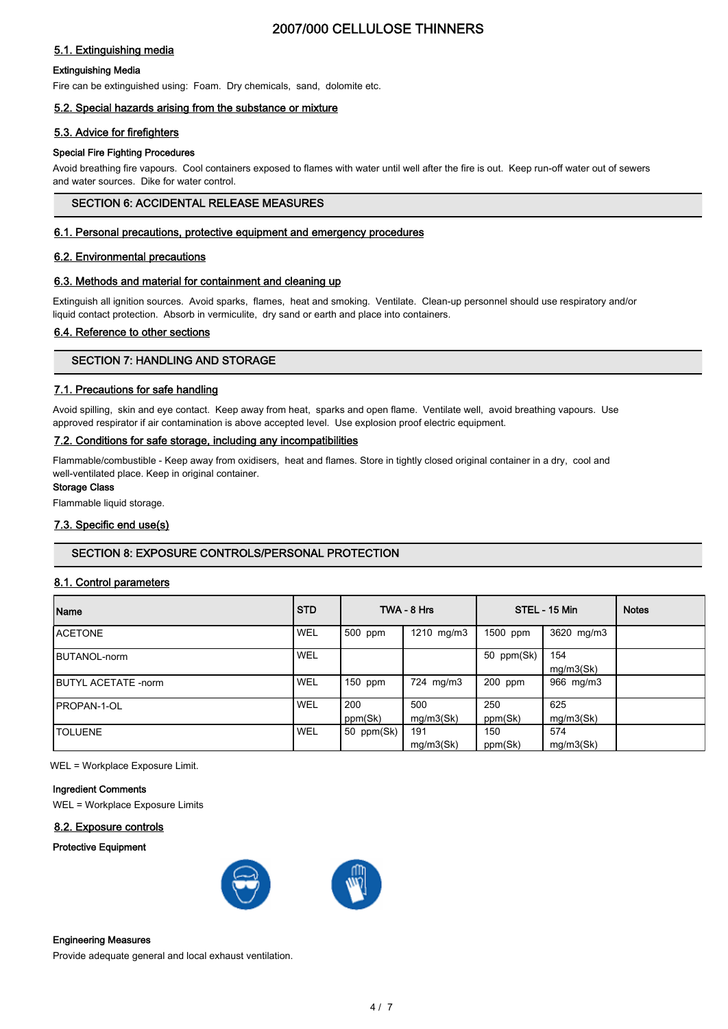### 5.1. Extinguishing media

**Extinguishing Media**

Fire can be extinguished using: Foam. Dry chemicals, sand, dolomite etc.

### 5.2. Special hazards arising from the substance or mixture

### 5.3. Advice for firefighters

**Special Fire Fighting Procedures**

Avoid breathing fire vapours. Cool containers exposed to flames with water until well after the fire is out. Keep run-off water out of sewers and water sources. Dike for water control.

## SECTION 6: ACCIDENTAL RELEASE MEASURES

### 6.1. Personal precautions, protective equipment and emergency procedures

### 6.2. Environmental precautions

### 6.3. Methods and material for containment and cleaning up

Extinguish all ignition sources. Avoid sparks, flames, heat and smoking. Ventilate. Clean-up personnel should use respiratory and/or liquid contact protection. Absorb in vermiculite, dry sand or earth and place into containers.

### 6.4. Reference to other sections

## SECTION 7: HANDLING AND STORAGE

### 7.1. Precautions for safe handling

Avoid spilling, skin and eye contact. Keep away from heat, sparks and open flame. Ventilate well, avoid breathing vapours. Use approved respirator if air contamination is above accepted level. Use explosion proof electric equipment.

### 7.2. Conditions for safe storage, including any incompatibilities

Flammable/combustible - Keep away from oxidisers, heat and flames. Store in tightly closed original container in a dry, cool and well-ventilated place. Keep in original container.

**Storage Class**

Flammable liquid storage.

### 7.3. Specific end use(s)

## SECTION 8: EXPOSURE CONTROLS/PERSONAL PROTECTION

### 8.1. Control parameters

| Name | STD | TWA - 8 Hrs | | STEL - 15 Min | | Notes |
|---|---|---|---|---|---|---|
| ACETONE | WEL | 500 ppm | 1210 mg/m3 | 1500 ppm | 3620 mg/m3 | |
| BUTANOL-norm | WEL | | | 50 ppm(Sk) | 154 mg/m3(Sk) | |
| BUTYL ACETATE -norm | WEL | 150 ppm | 724 mg/m3 | 200 ppm | 966 mg/m3 | |
| PROPAN-1-OL | WEL | 200 ppm(Sk) | 500 mg/m3(Sk) | 250 ppm(Sk) | 625 mg/m3(Sk) | |
| TOLUENE | WEL | 50 ppm(Sk) | 191 mg/m3(Sk) | 150 ppm(Sk) | 574 mg/m3(Sk) | |

WEL = Workplace Exposure Limit.

**Ingredient Comments**

WEL = Workplace Exposure Limits

### 8.2. Exposure controls

**Protective Equipment**

**Engineering Measures**

Provide adequate general and local exhaust ventilation.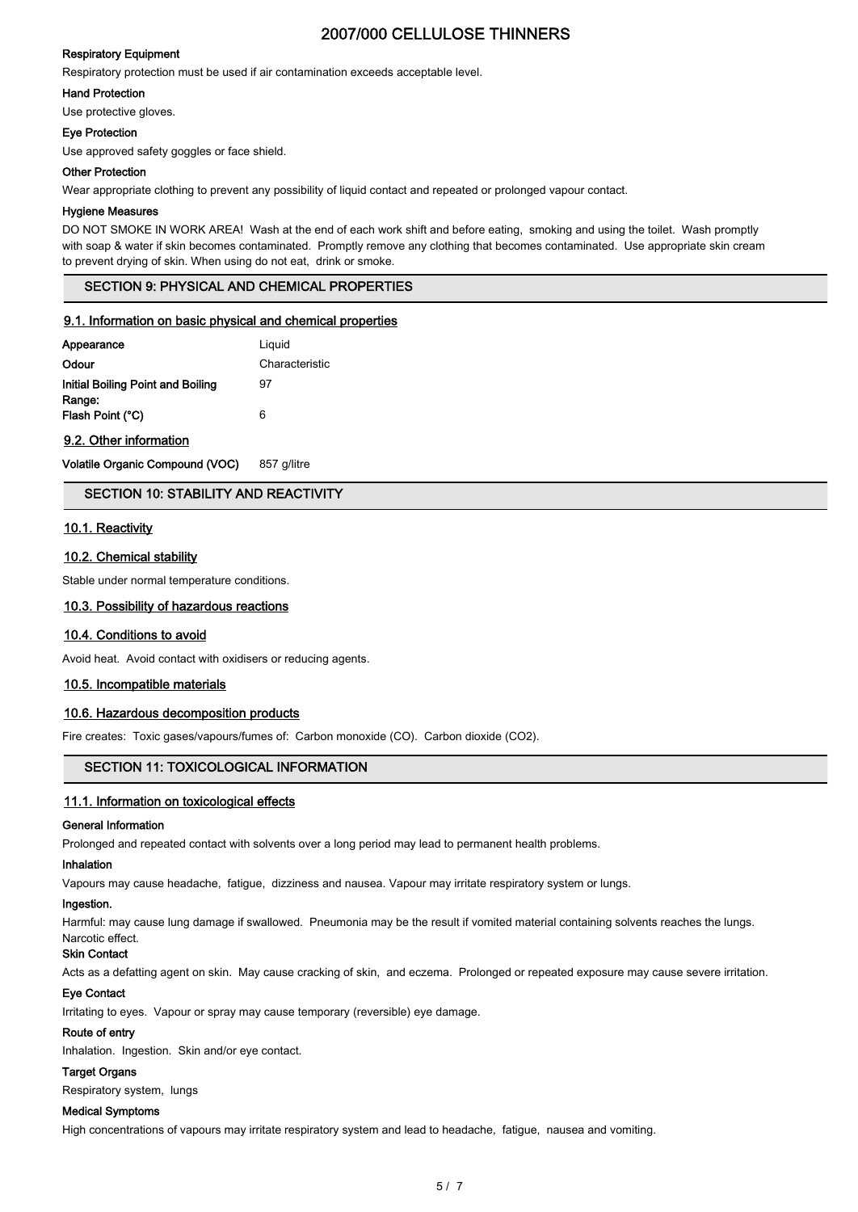#### Respiratory Equipment

Respiratory protection must be used if air contamination exceeds acceptable level.

#### Hand Protection

Use protective gloves.

#### Eye Protection

Use approved safety goggles or face shield.

#### Other Protection

Wear appropriate clothing to prevent any possibility of liquid contact and repeated or prolonged vapour contact.

#### Hygiene Measures

DO NOT SMOKE IN WORK AREA! Wash at the end of each work shift and before eating, smoking and using the toilet. Wash promptly with soap & water if skin becomes contaminated. Promptly remove any clothing that becomes contaminated. Use appropriate skin cream to prevent drying of skin. When using do not eat, drink or smoke.

## SECTION 9: PHYSICAL AND CHEMICAL PROPERTIES

### 9.1. Information on basic physical and chemical properties

| | |
|---|---|
| **Appearance** | Liquid |
| **Odour** | Characteristic |
| **Initial Boiling Point and Boiling Range:** | 97 |
| **Flash Point (°C)** | 6 |

### 9.2. Other information

| | |
|---|---|
| **Volatile Organic Compound (VOC)** | 857 g/litre |

## SECTION 10: STABILITY AND REACTIVITY

### 10.1. Reactivity

### 10.2. Chemical stability

Stable under normal temperature conditions.

### 10.3. Possibility of hazardous reactions

### 10.4. Conditions to avoid

Avoid heat. Avoid contact with oxidisers or reducing agents.

### 10.5. Incompatible materials

### 10.6. Hazardous decomposition products

Fire creates: Toxic gases/vapours/fumes of: Carbon monoxide (CO). Carbon dioxide ($CO_2$).

## SECTION 11: TOXICOLOGICAL INFORMATION

### 11.1. Information on toxicological effects

#### General Information

Prolonged and repeated contact with solvents over a long period may lead to permanent health problems.

#### Inhalation

Vapours may cause headache, fatigue, dizziness and nausea. Vapour may irritate respiratory system or lungs.

#### Ingestion.

Harmful: may cause lung damage if swallowed. Pneumonia may be the result if vomited material containing solvents reaches the lungs. Narcotic effect.

#### Skin Contact

Acts as a defatting agent on skin. May cause cracking of skin, and eczema. Prolonged or repeated exposure may cause severe irritation.

#### Eye Contact

Irritating to eyes. Vapour or spray may cause temporary (reversible) eye damage.

#### Route of entry

Inhalation. Ingestion. Skin and/or eye contact.

#### Target Organs

Respiratory system, lungs

#### Medical Symptoms

High concentrations of vapours may irritate respiratory system and lead to headache, fatigue, nausea and vomiting.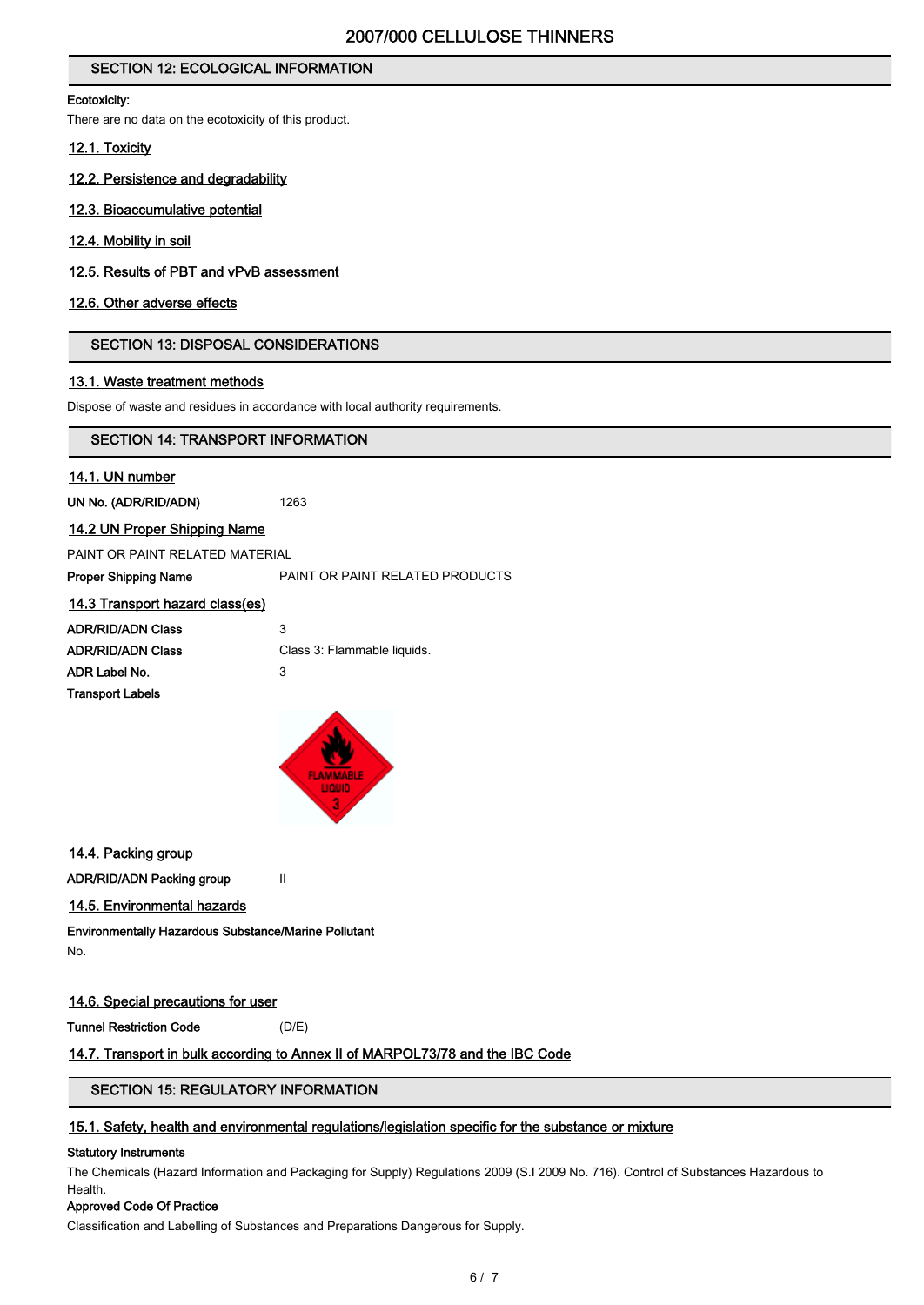## SECTION 12: ECOLOGICAL INFORMATION

**Ecotoxicity:**

There are no data on the ecotoxicity of this product.

### 12.1. Toxicity

### 12.2. Persistence and degradability

### 12.3. Bioaccumulative potential

### 12.4. Mobility in soil

### 12.5. Results of PBT and vPvB assessment

### 12.6. Other adverse effects

## SECTION 13: DISPOSAL CONSIDERATIONS

### 13.1. Waste treatment methods

Dispose of waste and residues in accordance with local authority requirements.

## SECTION 14: TRANSPORT INFORMATION

### 14.1. UN number

**UN No. (ADR/RID/ADN)** 1263

### 14.2 UN Proper Shipping Name

PAINT OR PAINT RELATED MATERIAL

**Proper Shipping Name** PAINT OR PAINT RELATED PRODUCTS

### 14.3 Transport hazard class(es)

**ADR/RID/ADN Class** 3

**ADR/RID/ADN Class** Class 3: Flammable liquids.

**ADR Label No.** 3

**Transport Labels**

### 14.4. Packing group

**ADR/RID/ADN Packing group** II

### 14.5. Environmental hazards

**Environmentally Hazardous Substance/Marine Pollutant**

No.

### 14.6. Special precautions for user

**Tunnel Restriction Code** (D/E)

### 14.7. Transport in bulk according to Annex II of MARPOL73/78 and the IBC Code

## SECTION 15: REGULATORY INFORMATION

### 15.1. Safety, health and environmental regulations/legislation specific for the substance or mixture

**Statutory Instruments**

The Chemicals (Hazard Information and Packaging for Supply) Regulations 2009 (S.I 2009 No. 716). Control of Substances Hazardous to Health.

**Approved Code Of Practice**

Classification and Labelling of Substances and Preparations Dangerous for Supply.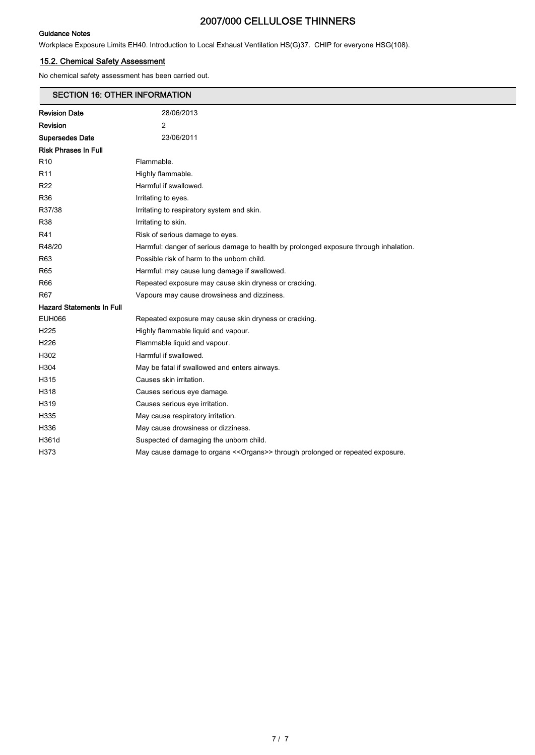**Guidance Notes**

Workplace Exposure Limits EH40. Introduction to Local Exhaust Ventilation HS(G)37. CHIP for everyone HSG(108).

### 15.2. Chemical Safety Assessment

No chemical safety assessment has been carried out.

## SECTION 16: OTHER INFORMATION

| | |
|---|---|
| **Revision Date** | 28/06/2013 |
| **Revision** | 2 |
| **Supersedes Date** | 23/06/2011 |

**Risk Phrases In Full**

| | |
|---|---|
| R10 | Flammable. |
| R11 | Highly flammable. |
| R22 | Harmful if swallowed. |
| R36 | Irritating to eyes. |
| R37/38 | Irritating to respiratory system and skin. |
| R38 | Irritating to skin. |
| R41 | Risk of serious damage to eyes. |
| R48/20 | Harmful: danger of serious damage to health by prolonged exposure through inhalation. |
| R63 | Possible risk of harm to the unborn child. |
| R65 | Harmful: may cause lung damage if swallowed. |
| R66 | Repeated exposure may cause skin dryness or cracking. |
| R67 | Vapours may cause drowsiness and dizziness. |

**Hazard Statements In Full**

| | |
|---|---|
| EUH066 | Repeated exposure may cause skin dryness or cracking. |
| H225 | Highly flammable liquid and vapour. |
| H226 | Flammable liquid and vapour. |
| H302 | Harmful if swallowed. |
| H304 | May be fatal if swallowed and enters airways. |
| H315 | Causes skin irritation. |
| H318 | Causes serious eye damage. |
| H319 | Causes serious eye irritation. |
| H335 | May cause respiratory irritation. |
| H336 | May cause drowsiness or dizziness. |
| H361d | Suspected of damaging the unborn child. |
| H373 | May cause damage to organs <<Organs>> through prolonged or repeated exposure. |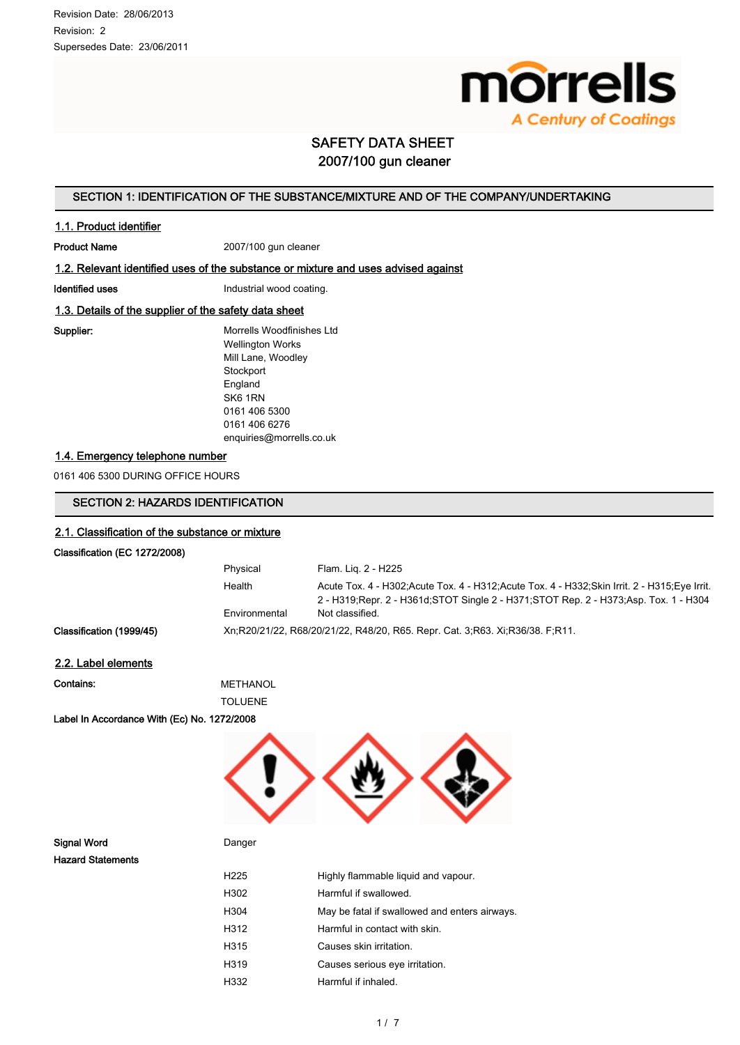Revision Date: 28/06/2013

Revision: 2

Supersedes Date: 23/06/2011

morrells
A Century of Coatings

# SAFETY DATA SHEET
# 2007/100 gun cleaner

## SECTION 1: IDENTIFICATION OF THE SUBSTANCE/MIXTURE AND OF THE COMPANY/UNDERTAKING

### 1.1. Product identifier

**Product Name** 2007/100 gun cleaner

### 1.2. Relevant identified uses of the substance or mixture and uses advised against

**Identified uses** Industrial wood coating.

### 1.3. Details of the supplier of the safety data sheet

**Supplier:**

Morrells Woodfinishes Ltd
Wellington Works
Mill Lane, Woodley
Stockport
England
SK6 1RN
0161 406 5300
0161 406 6276
enquiries@morrells.co.uk

### 1.4. Emergency telephone number

0161 406 5300 DURING OFFICE HOURS

## SECTION 2: HAZARDS IDENTIFICATION

### 2.1. Classification of the substance or mixture

**Classification (EC 1272/2008)**

| | |
|---|---|
| Physical | Flam. Liq. 2 - H225 |
| Health | Acute Tox. 4 - H302;Acute Tox. 4 - H312;Acute Tox. 4 - H332;Skin Irrit. 2 - H315;Eye Irrit. 2 - H319;Repr. 2 - H361d;STOT Single 2 - H371;STOT Rep. 2 - H373;Asp. Tox. 1 - H304 |
| Environmental | Not classified. |

**Classification (1999/45)** Xn;R20/21/22, R68/20/21/22, R48/20, R65. Repr. Cat. 3;R63. Xi;R36/38. F;R11.

### 2.2. Label elements

**Contains:**

METHANOL
TOLUENE

**Label In Accordance With (Ec) No. 1272/2008**

**Signal Word** Danger

**Hazard Statements**

| | |
|---|---|
| H225 | Highly flammable liquid and vapour. |
| H302 | Harmful if swallowed. |
| H304 | May be fatal if swallowed and enters airways. |
| H312 | Harmful in contact with skin. |
| H315 | Causes skin irritation. |
| H319 | Causes serious eye irritation. |
| H332 | Harmful if inhaled. |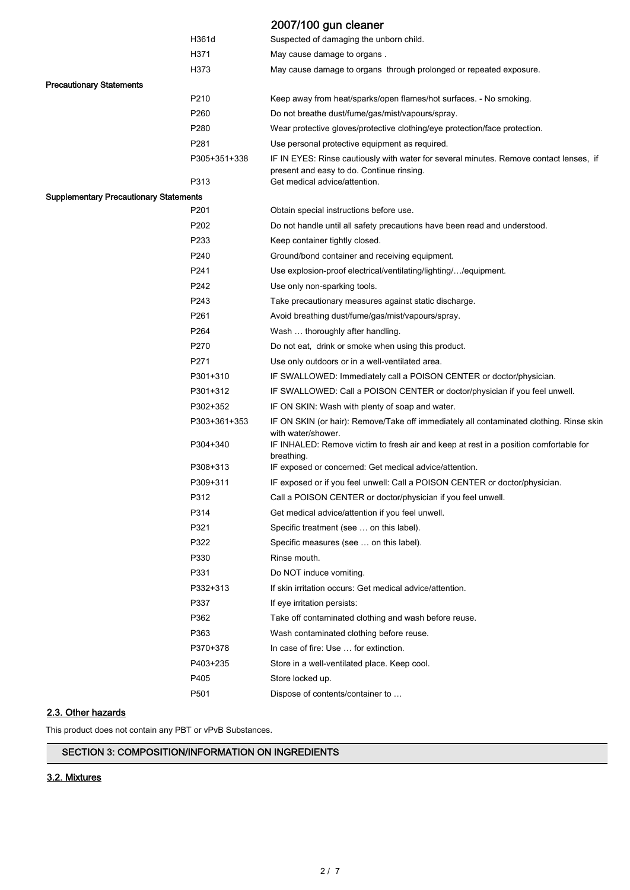| | | |
|---|---|---|
| | H361d | Suspected of damaging the unborn child. |
| | H371 | May cause damage to organs . |
| | H373 | May cause damage to organs through prolonged or repeated exposure. |
| **Precautionary Statements** | | |
| | P210 | Keep away from heat/sparks/open flames/hot surfaces. - No smoking. |
| | P260 | Do not breathe dust/fume/gas/mist/vapours/spray. |
| | P280 | Wear protective gloves/protective clothing/eye protection/face protection. |
| | P281 | Use personal protective equipment as required. |
| | P305+351+338 | IF IN EYES: Rinse cautiously with water for several minutes. Remove contact lenses, if present and easy to do. Continue rinsing. |
| | P313 | Get medical advice/attention. |
| **Supplementary Precautionary Statements** | | |
| | P201 | Obtain special instructions before use. |
| | P202 | Do not handle until all safety precautions have been read and understood. |
| | P233 | Keep container tightly closed. |
| | P240 | Ground/bond container and receiving equipment. |
| | P241 | Use explosion-proof electrical/ventilating/lighting/…/equipment. |
| | P242 | Use only non-sparking tools. |
| | P243 | Take precautionary measures against static discharge. |
| | P261 | Avoid breathing dust/fume/gas/mist/vapours/spray. |
| | P264 | Wash … thoroughly after handling. |
| | P270 | Do not eat, drink or smoke when using this product. |
| | P271 | Use only outdoors or in a well-ventilated area. |
| | P301+310 | IF SWALLOWED: Immediately call a POISON CENTER or doctor/physician. |
| | P301+312 | IF SWALLOWED: Call a POISON CENTER or doctor/physician if you feel unwell. |
| | P302+352 | IF ON SKIN: Wash with plenty of soap and water. |
| | P303+361+353 | IF ON SKIN (or hair): Remove/Take off immediately all contaminated clothing. Rinse skin with water/shower. |
| | P304+340 | IF INHALED: Remove victim to fresh air and keep at rest in a position comfortable for breathing. |
| | P308+313 | IF exposed or concerned: Get medical advice/attention. |
| | P309+311 | IF exposed or if you feel unwell: Call a POISON CENTER or doctor/physician. |
| | P312 | Call a POISON CENTER or doctor/physician if you feel unwell. |
| | P314 | Get medical advice/attention if you feel unwell. |
| | P321 | Specific treatment (see … on this label). |
| | P322 | Specific measures (see … on this label). |
| | P330 | Rinse mouth. |
| | P331 | Do NOT induce vomiting. |
| | P332+313 | If skin irritation occurs: Get medical advice/attention. |
| | P337 | If eye irritation persists: |
| | P362 | Take off contaminated clothing and wash before reuse. |
| | P363 | Wash contaminated clothing before reuse. |
| | P370+378 | In case of fire: Use … for extinction. |
| | P403+235 | Store in a well-ventilated place. Keep cool. |
| | P405 | Store locked up. |
| | P501 | Dispose of contents/container to … |

### 2.3. Other hazards

This product does not contain any PBT or vPvB Substances.

## SECTION 3: COMPOSITION/INFORMATION ON INGREDIENTS

### 3.2. Mixtures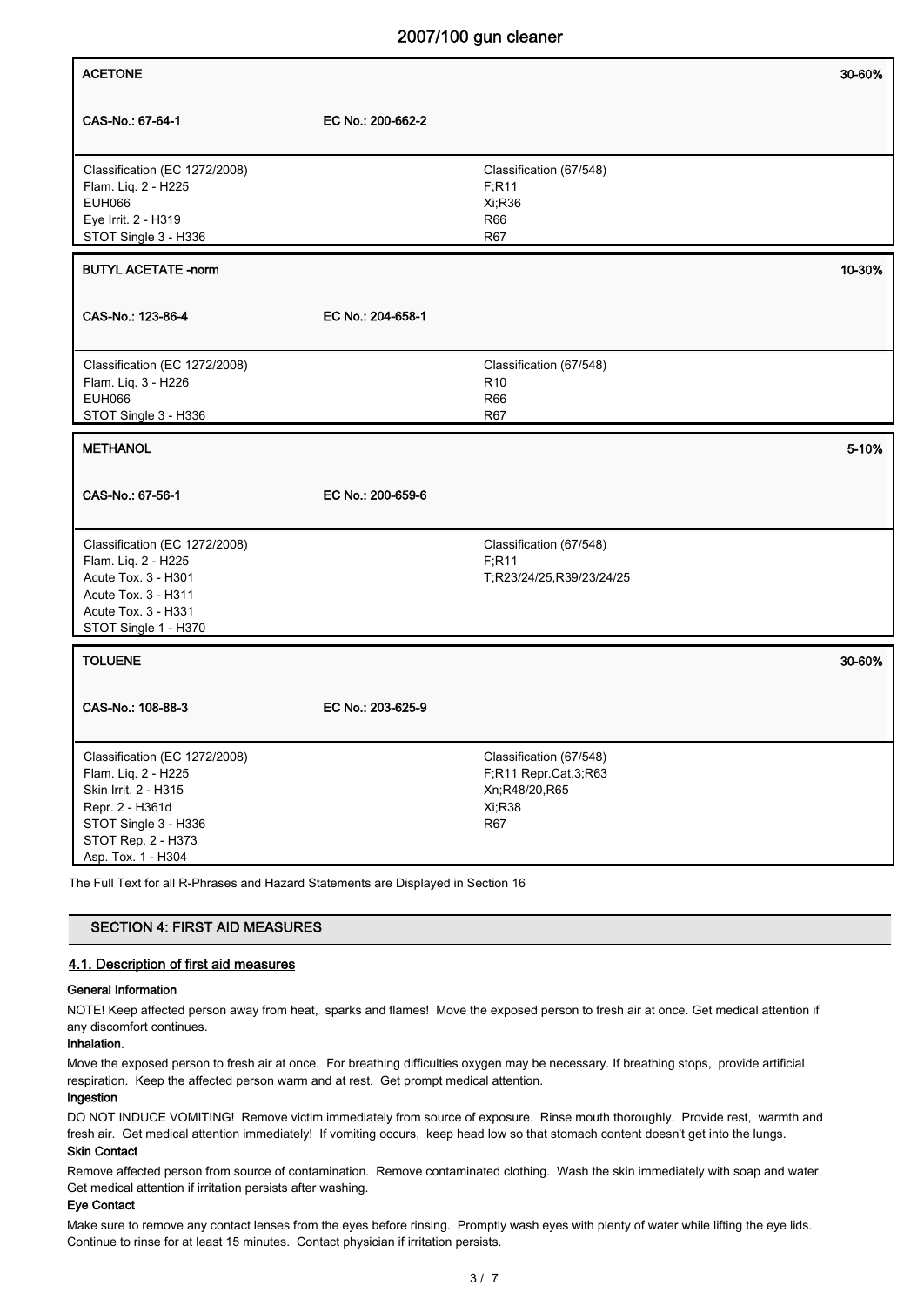| ACETONE | | 30-60% |
|---|---|---|
| CAS-No.: 67-64-1 | EC No.: 200-662-2 | |
| Classification (EC 1272/2008)<br>Flam. Liq. 2 - H225<br>EUH066<br>Eye Irrit. 2 - H319<br>STOT Single 3 - H336 | Classification (67/548)<br>F;R11<br>Xi;R36<br>R66<br>R67 | |

| BUTYL ACETATE -norm | | 10-30% |
|---|---|---|
| CAS-No.: 123-86-4 | EC No.: 204-658-1 | |
| Classification (EC 1272/2008)<br>Flam. Liq. 3 - H226<br>EUH066<br>STOT Single 3 - H336 | Classification (67/548)<br>R10<br>R66<br>R67 | |

| METHANOL | | 5-10% |
|---|---|---|
| CAS-No.: 67-56-1 | EC No.: 200-659-6 | |
| Classification (EC 1272/2008)<br>Flam. Liq. 2 - H225<br>Acute Tox. 3 - H301<br>Acute Tox. 3 - H311<br>Acute Tox. 3 - H331<br>STOT Single 1 - H370 | Classification (67/548)<br>F;R11<br>T;R23/24/25,R39/23/24/25 | |

| TOLUENE | | 30-60% |
|---|---|---|
| CAS-No.: 108-88-3 | EC No.: 203-625-9 | |
| Classification (EC 1272/2008)<br>Flam. Liq. 2 - H225<br>Skin Irrit. 2 - H315<br>Repr. 2 - H361d<br>STOT Single 3 - H336<br>STOT Rep. 2 - H373<br>Asp. Tox. 1 - H304 | Classification (67/548)<br>F;R11 Repr.Cat.3;R63<br>Xn;R48/20,R65<br>Xi;R38<br>R67 | |

The Full Text for all R-Phrases and Hazard Statements are Displayed in Section 16

## SECTION 4: FIRST AID MEASURES

### 4.1. Description of first aid measures

**General Information**

NOTE! Keep affected person away from heat, sparks and flames! Move the exposed person to fresh air at once. Get medical attention if any discomfort continues.

**Inhalation.**

Move the exposed person to fresh air at once. For breathing difficulties oxygen may be necessary. If breathing stops, provide artificial respiration. Keep the affected person warm and at rest. Get prompt medical attention.

**Ingestion**

DO NOT INDUCE VOMITING! Remove victim immediately from source of exposure. Rinse mouth thoroughly. Provide rest, warmth and fresh air. Get medical attention immediately! If vomiting occurs, keep head low so that stomach content doesn't get into the lungs.

**Skin Contact**

Remove affected person from source of contamination. Remove contaminated clothing. Wash the skin immediately with soap and water. Get medical attention if irritation persists after washing.

**Eye Contact**

Make sure to remove any contact lenses from the eyes before rinsing. Promptly wash eyes with plenty of water while lifting the eye lids. Continue to rinse for at least 15 minutes. Contact physician if irritation persists.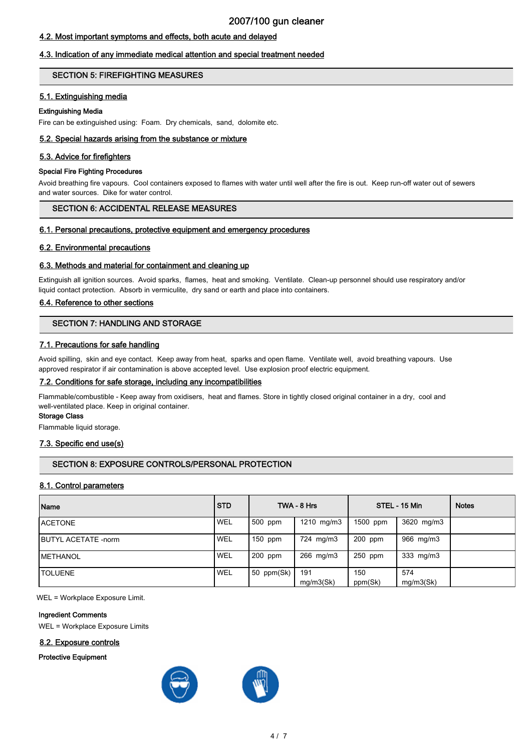#### 4.2. Most important symptoms and effects, both acute and delayed

#### 4.3. Indication of any immediate medical attention and special treatment needed

## SECTION 5: FIREFIGHTING MEASURES

#### 5.1. Extinguishing media

**Extinguishing Media**

Fire can be extinguished using: Foam. Dry chemicals, sand, dolomite etc.

#### 5.2. Special hazards arising from the substance or mixture

#### 5.3. Advice for firefighters

**Special Fire Fighting Procedures**

Avoid breathing fire vapours. Cool containers exposed to flames with water until well after the fire is out. Keep run-off water out of sewers and water sources. Dike for water control.

## SECTION 6: ACCIDENTAL RELEASE MEASURES

#### 6.1. Personal precautions, protective equipment and emergency procedures

#### 6.2. Environmental precautions

#### 6.3. Methods and material for containment and cleaning up

Extinguish all ignition sources. Avoid sparks, flames, heat and smoking. Ventilate. Clean-up personnel should use respiratory and/or liquid contact protection. Absorb in vermiculite, dry sand or earth and place into containers.

#### 6.4. Reference to other sections

## SECTION 7: HANDLING AND STORAGE

#### 7.1. Precautions for safe handling

Avoid spilling, skin and eye contact. Keep away from heat, sparks and open flame. Ventilate well, avoid breathing vapours. Use approved respirator if air contamination is above accepted level. Use explosion proof electric equipment.

#### 7.2. Conditions for safe storage, including any incompatibilities

Flammable/combustible - Keep away from oxidisers, heat and flames. Store in tightly closed original container in a dry, cool and well-ventilated place. Keep in original container.

**Storage Class**

Flammable liquid storage.

#### 7.3. Specific end use(s)

## SECTION 8: EXPOSURE CONTROLS/PERSONAL PROTECTION

#### 8.1. Control parameters

| Name | STD | TWA - 8 Hrs | | STEL - 15 Min | | Notes |
|---|---|---|---|---|---|---|
| ACETONE | WEL | 500 ppm | 1210 mg/m3 | 1500 ppm | 3620 mg/m3 | |
| BUTYL ACETATE -norm | WEL | 150 ppm | 724 mg/m3 | 200 ppm | 966 mg/m3 | |
| METHANOL | WEL | 200 ppm | 266 mg/m3 | 250 ppm | 333 mg/m3 | |
| TOLUENE | WEL | 50 ppm(Sk) | 191 mg/m3(Sk) | 150 ppm(Sk) | 574 mg/m3(Sk) | |

WEL = Workplace Exposure Limit.

**Ingredient Comments**

WEL = Workplace Exposure Limits

#### 8.2. Exposure controls

**Protective Equipment**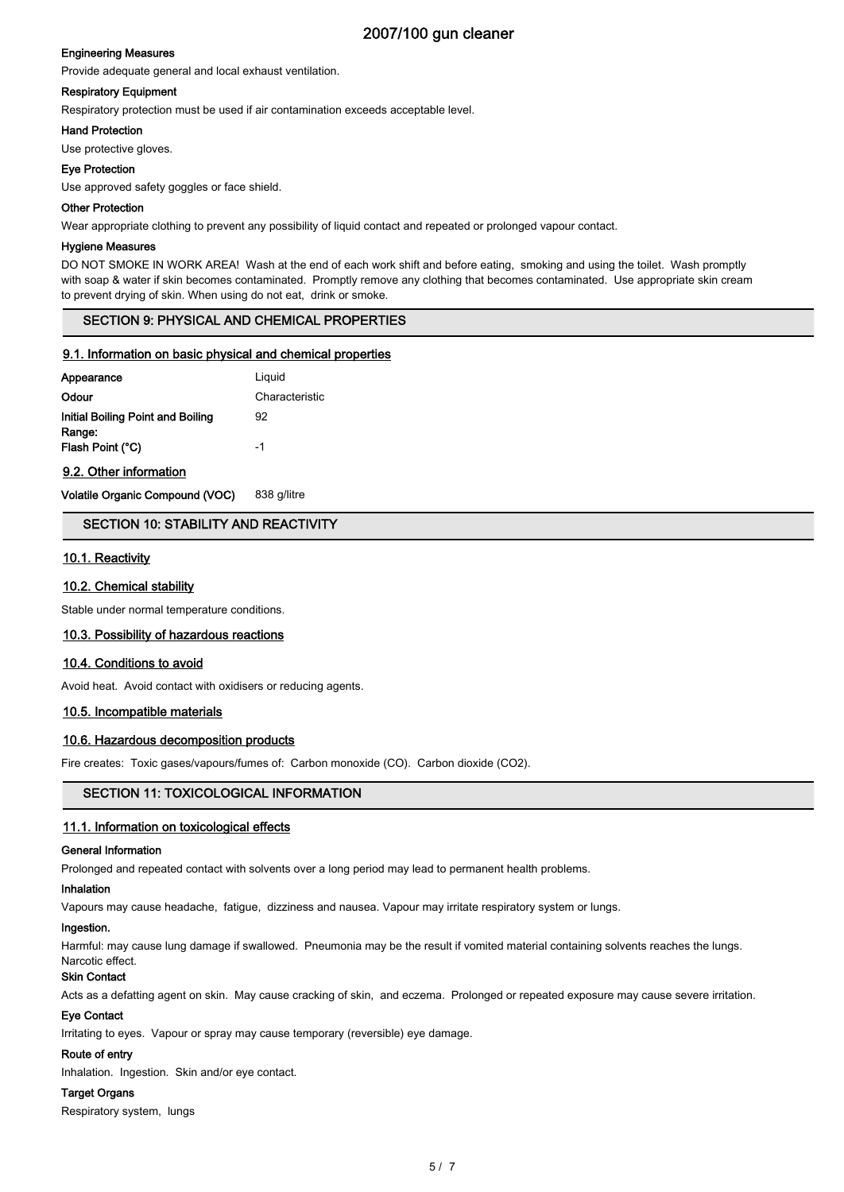#### Engineering Measures

Provide adequate general and local exhaust ventilation.

#### Respiratory Equipment

Respiratory protection must be used if air contamination exceeds acceptable level.

#### Hand Protection

Use protective gloves.

#### Eye Protection

Use approved safety goggles or face shield.

#### Other Protection

Wear appropriate clothing to prevent any possibility of liquid contact and repeated or prolonged vapour contact.

#### Hygiene Measures

DO NOT SMOKE IN WORK AREA! Wash at the end of each work shift and before eating, smoking and using the toilet. Wash promptly with soap & water if skin becomes contaminated. Promptly remove any clothing that becomes contaminated. Use appropriate skin cream to prevent drying of skin. When using do not eat, drink or smoke.

## SECTION 9: PHYSICAL AND CHEMICAL PROPERTIES

### 9.1. Information on basic physical and chemical properties

| | |
|---|---|
| **Appearance** | Liquid |
| **Odour** | Characteristic |
| **Initial Boiling Point and Boiling Range:** | 92 |
| **Flash Point (°C)** | -1 |

### 9.2. Other information

| | |
|---|---|
| **Volatile Organic Compound (VOC)** | 838 g/litre |

## SECTION 10: STABILITY AND REACTIVITY

### 10.1. Reactivity

### 10.2. Chemical stability

Stable under normal temperature conditions.

### 10.3. Possibility of hazardous reactions

### 10.4. Conditions to avoid

Avoid heat. Avoid contact with oxidisers or reducing agents.

### 10.5. Incompatible materials

### 10.6. Hazardous decomposition products

Fire creates: Toxic gases/vapours/fumes of: Carbon monoxide (CO). Carbon dioxide ($CO_2$).

## SECTION 11: TOXICOLOGICAL INFORMATION

### 11.1. Information on toxicological effects

#### General Information

Prolonged and repeated contact with solvents over a long period may lead to permanent health problems.

#### Inhalation

Vapours may cause headache, fatigue, dizziness and nausea. Vapour may irritate respiratory system or lungs.

#### Ingestion.

Harmful: may cause lung damage if swallowed. Pneumonia may be the result if vomited material containing solvents reaches the lungs. Narcotic effect.

#### Skin Contact

Acts as a defatting agent on skin. May cause cracking of skin, and eczema. Prolonged or repeated exposure may cause severe irritation.

#### Eye Contact

Irritating to eyes. Vapour or spray may cause temporary (reversible) eye damage.

#### Route of entry

Inhalation. Ingestion. Skin and/or eye contact.

#### Target Organs

Respiratory system, lungs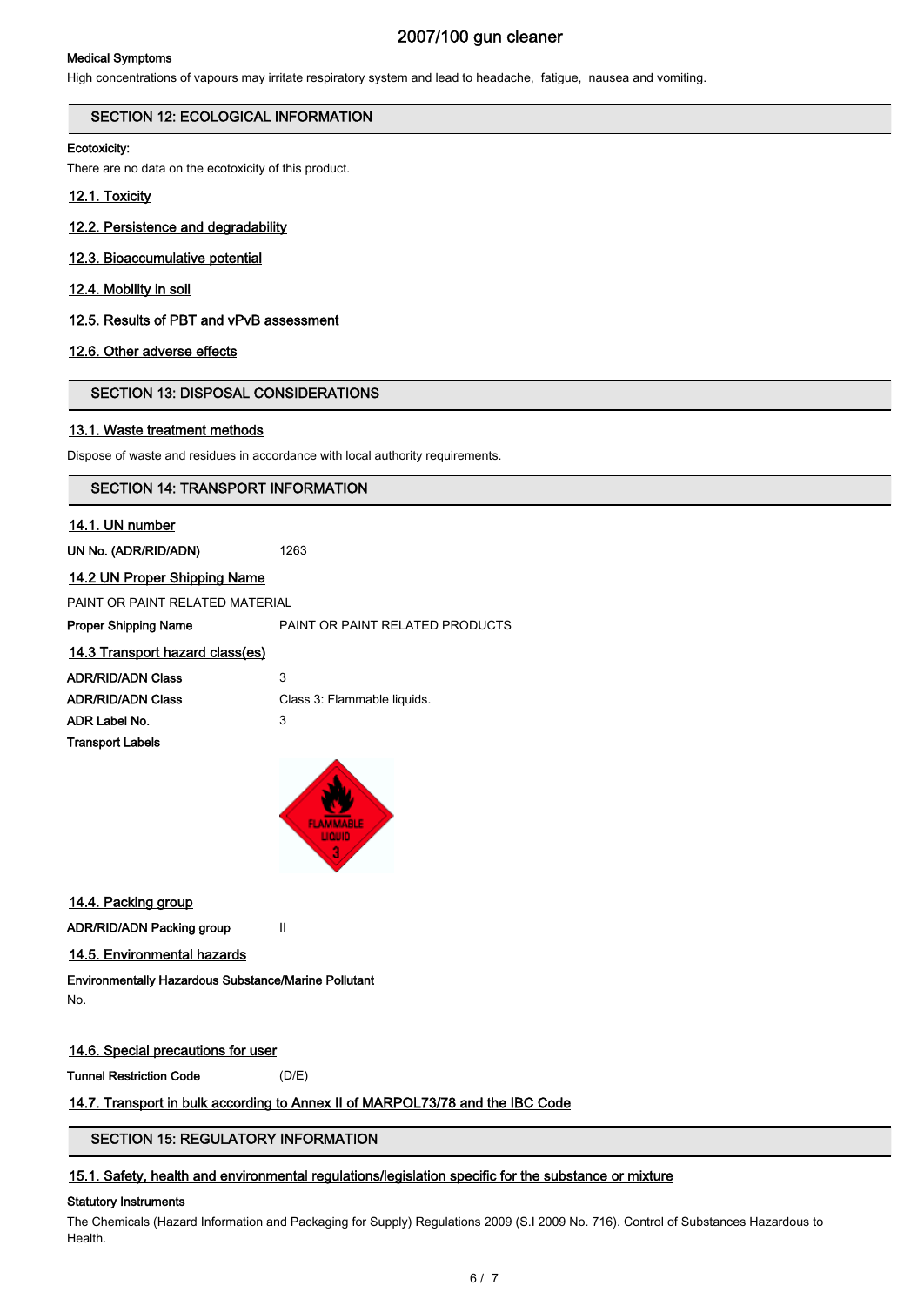**Medical Symptoms**

High concentrations of vapours may irritate respiratory system and lead to headache, fatigue, nausea and vomiting.

## SECTION 12: ECOLOGICAL INFORMATION

**Ecotoxicity:**

There are no data on the ecotoxicity of this product.

### 12.1. Toxicity

### 12.2. Persistence and degradability

### 12.3. Bioaccumulative potential

### 12.4. Mobility in soil

### 12.5. Results of PBT and vPvB assessment

### 12.6. Other adverse effects

## SECTION 13: DISPOSAL CONSIDERATIONS

### 13.1. Waste treatment methods

Dispose of waste and residues in accordance with local authority requirements.

## SECTION 14: TRANSPORT INFORMATION

### 14.1. UN number

**UN No. (ADR/RID/ADN)** 1263

### 14.2 UN Proper Shipping Name

PAINT OR PAINT RELATED MATERIAL

**Proper Shipping Name** PAINT OR PAINT RELATED PRODUCTS

### 14.3 Transport hazard class(es)

**ADR/RID/ADN Class** 3

**ADR/RID/ADN Class** Class 3: Flammable liquids.

**ADR Label No.** 3

**Transport Labels**

### 14.4. Packing group

**ADR/RID/ADN Packing group** II

### 14.5. Environmental hazards

**Environmentally Hazardous Substance/Marine Pollutant**

No.

### 14.6. Special precautions for user

**Tunnel Restriction Code** (D/E)

### 14.7. Transport in bulk according to Annex II of MARPOL73/78 and the IBC Code

## SECTION 15: REGULATORY INFORMATION

### 15.1. Safety, health and environmental regulations/legislation specific for the substance or mixture

**Statutory Instruments**

The Chemicals (Hazard Information and Packaging for Supply) Regulations 2009 (S.I 2009 No. 716). Control of Substances Hazardous to Health.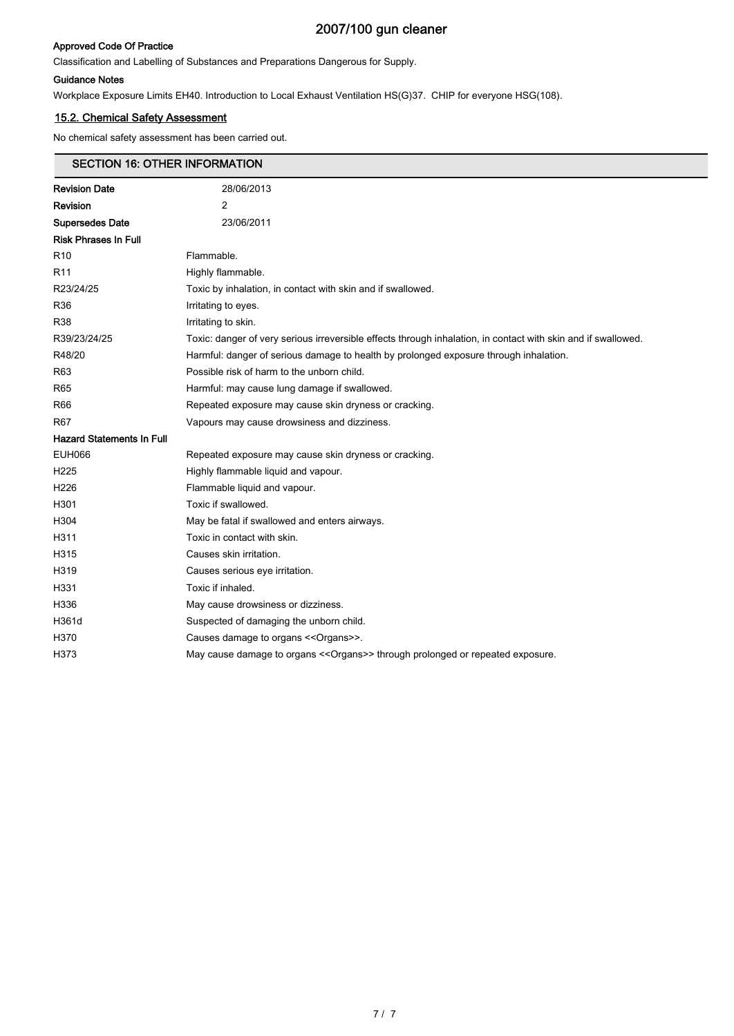**Approved Code Of Practice**

Classification and Labelling of Substances and Preparations Dangerous for Supply.

**Guidance Notes**

Workplace Exposure Limits EH40. Introduction to Local Exhaust Ventilation HS(G)37. CHIP for everyone HSG(108).

### 15.2. Chemical Safety Assessment

No chemical safety assessment has been carried out.

## SECTION 16: OTHER INFORMATION

| | |
|---|---|
| **Revision Date** | 28/06/2013 |
| **Revision** | 2 |
| **Supersedes Date** | 23/06/2011 |

**Risk Phrases In Full**

| | |
|---|---|
| R10 | Flammable. |
| R11 | Highly flammable. |
| R23/24/25 | Toxic by inhalation, in contact with skin and if swallowed. |
| R36 | Irritating to eyes. |
| R38 | Irritating to skin. |
| R39/23/24/25 | Toxic: danger of very serious irreversible effects through inhalation, in contact with skin and if swallowed. |
| R48/20 | Harmful: danger of serious damage to health by prolonged exposure through inhalation. |
| R63 | Possible risk of harm to the unborn child. |
| R65 | Harmful: may cause lung damage if swallowed. |
| R66 | Repeated exposure may cause skin dryness or cracking. |
| R67 | Vapours may cause drowsiness and dizziness. |

**Hazard Statements In Full**

| | |
|---|---|
| EUH066 | Repeated exposure may cause skin dryness or cracking. |
| H225 | Highly flammable liquid and vapour. |
| H226 | Flammable liquid and vapour. |
| H301 | Toxic if swallowed. |
| H304 | May be fatal if swallowed and enters airways. |
| H311 | Toxic in contact with skin. |
| H315 | Causes skin irritation. |
| H319 | Causes serious eye irritation. |
| H331 | Toxic if inhaled. |
| H336 | May cause drowsiness or dizziness. |
| H361d | Suspected of damaging the unborn child. |
| H370 | Causes damage to organs <<Organs>>. |
| H373 | May cause damage to organs <<Organs>> through prolonged or repeated exposure. |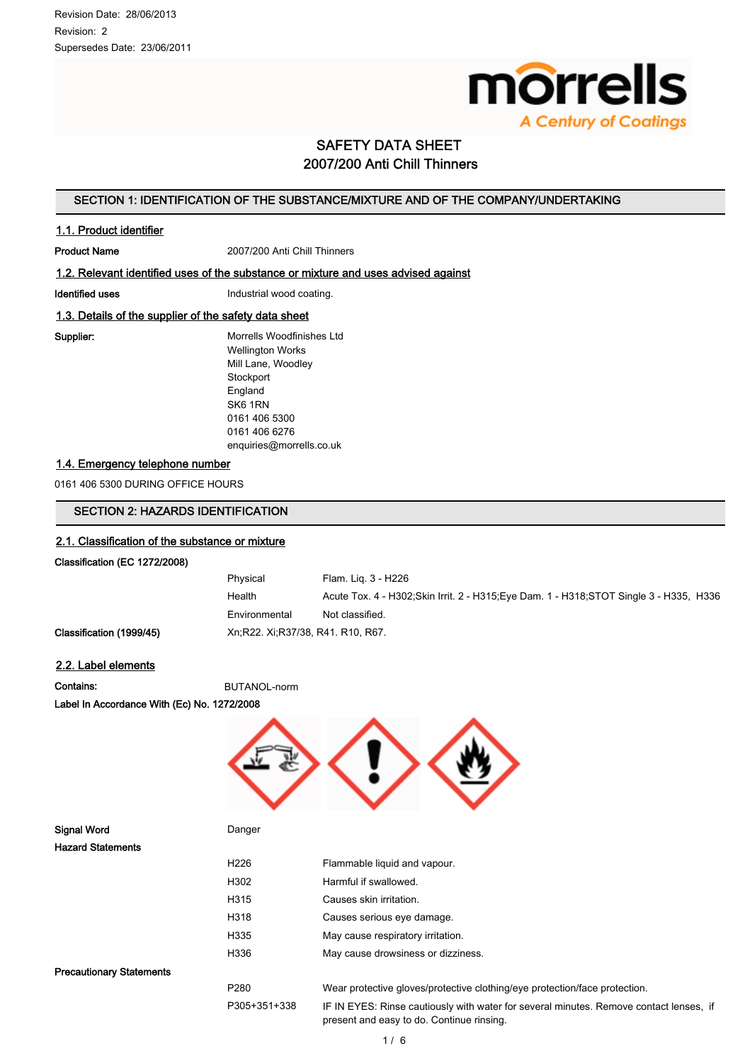Revision Date: 28/06/2013
Revision: 2
Supersedes Date: 23/06/2011

morrells
A Century of Coatings

# SAFETY DATA SHEET
# 2007/200 Anti Chill Thinners

## SECTION 1: IDENTIFICATION OF THE SUBSTANCE/MIXTURE AND OF THE COMPANY/UNDERTAKING

### 1.1. Product identifier

**Product Name** 2007/200 Anti Chill Thinners

### 1.2. Relevant identified uses of the substance or mixture and uses advised against

**Identified uses** Industrial wood coating.

### 1.3. Details of the supplier of the safety data sheet

**Supplier:**
Morrells Woodfinishes Ltd
Wellington Works
Mill Lane, Woodley
Stockport
England
SK6 1RN
0161 406 5300
0161 406 6276
enquiries@morrells.co.uk

### 1.4. Emergency telephone number

0161 406 5300 DURING OFFICE HOURS

## SECTION 2: HAZARDS IDENTIFICATION

### 2.1. Classification of the substance or mixture

**Classification (EC 1272/2008)**

| | |
|---|---|
| Physical | Flam. Liq. 3 - H226 |
| Health | Acute Tox. 4 - H302;Skin Irrit. 2 - H315;Eye Dam. 1 - H318;STOT Single 3 - H335, H336 |
| Environmental | Not classified. |

**Classification (1999/45)** Xn;R22. Xi;R37/38, R41. R10, R67.

### 2.2. Label elements

**Contains:** BUTANOL-norm

**Label In Accordance With (Ec) No. 1272/2008**

**Signal Word** Danger

**Hazard Statements**

| | |
|---|---|
| H226 | Flammable liquid and vapour. |
| H302 | Harmful if swallowed. |
| H315 | Causes skin irritation. |
| H318 | Causes serious eye damage. |
| H335 | May cause respiratory irritation. |
| H336 | May cause drowsiness or dizziness. |

**Precautionary Statements**

| | |
|---|---|
| P280 | Wear protective gloves/protective clothing/eye protection/face protection. |
| P305+351+338 | IF IN EYES: Rinse cautiously with water for several minutes. Remove contact lenses, if present and easy to do. Continue rinsing. |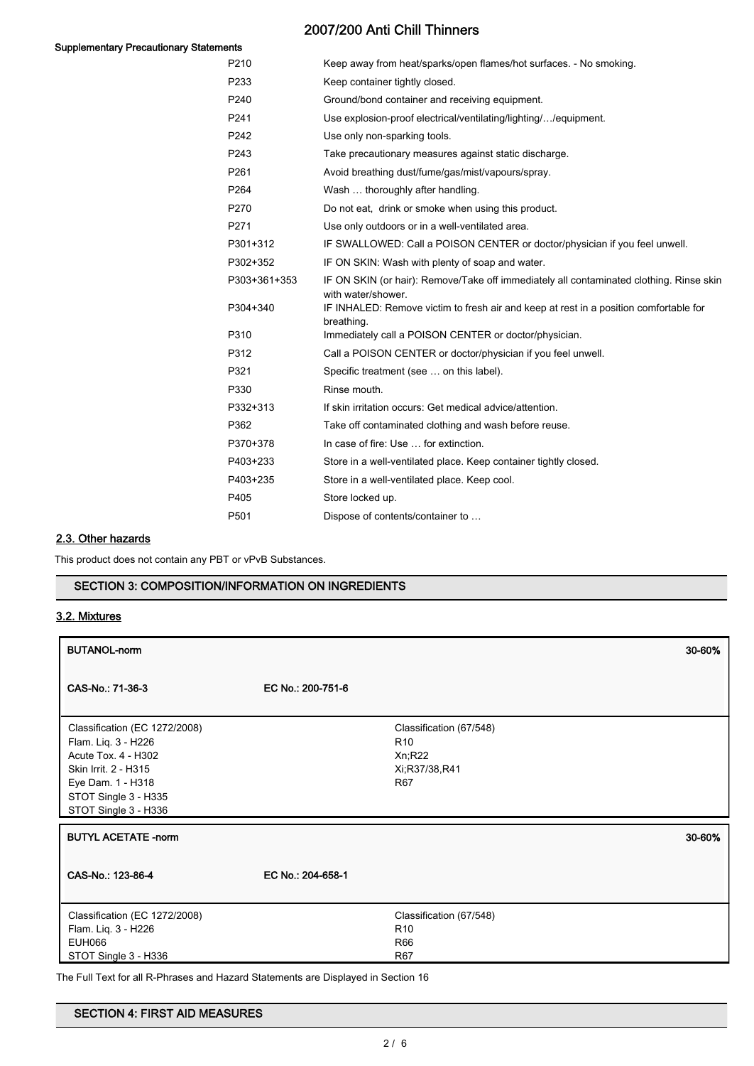#### Supplementary Precautionary Statements

| | |
|---|---|
| P210 | Keep away from heat/sparks/open flames/hot surfaces. - No smoking. |
| P233 | Keep container tightly closed. |
| P240 | Ground/bond container and receiving equipment. |
| P241 | Use explosion-proof electrical/ventilating/lighting/…/equipment. |
| P242 | Use only non-sparking tools. |
| P243 | Take precautionary measures against static discharge. |
| P261 | Avoid breathing dust/fume/gas/mist/vapours/spray. |
| P264 | Wash … thoroughly after handling. |
| P270 | Do not eat, drink or smoke when using this product. |
| P271 | Use only outdoors or in a well-ventilated area. |
| P301+312 | IF SWALLOWED: Call a POISON CENTER or doctor/physician if you feel unwell. |
| P302+352 | IF ON SKIN: Wash with plenty of soap and water. |
| P303+361+353 | IF ON SKIN (or hair): Remove/Take off immediately all contaminated clothing. Rinse skin with water/shower. |
| P304+340 | IF INHALED: Remove victim to fresh air and keep at rest in a position comfortable for breathing. |
| P310 | Immediately call a POISON CENTER or doctor/physician. |
| P312 | Call a POISON CENTER or doctor/physician if you feel unwell. |
| P321 | Specific treatment (see … on this label). |
| P330 | Rinse mouth. |
| P332+313 | If skin irritation occurs: Get medical advice/attention. |
| P362 | Take off contaminated clothing and wash before reuse. |
| P370+378 | In case of fire: Use … for extinction. |
| P403+233 | Store in a well-ventilated place. Keep container tightly closed. |
| P403+235 | Store in a well-ventilated place. Keep cool. |
| P405 | Store locked up. |
| P501 | Dispose of contents/container to … |

## 2.3. Other hazards

This product does not contain any PBT or vPvB Substances.

## SECTION 3: COMPOSITION/INFORMATION ON INGREDIENTS

### 3.2. Mixtures

| BUTANOL-norm | | 30-60% |
|---|---|---|
| CAS-No.: 71-36-3 | EC No.: 200-751-6 | |
| Classification (EC 1272/2008)<br>Flam. Liq. 3 - H226<br>Acute Tox. 4 - H302<br>Skin Irrit. 2 - H315<br>Eye Dam. 1 - H318<br>STOT Single 3 - H335<br>STOT Single 3 - H336 | Classification (67/548)<br>R10<br>Xn;R22<br>Xi;R37/38,R41<br>R67 | |

| BUTYL ACETATE -norm | | 30-60% |
|---|---|---|
| CAS-No.: 123-86-4 | EC No.: 204-658-1 | |
| Classification (EC 1272/2008)<br>Flam. Liq. 3 - H226<br>EUH066<br>STOT Single 3 - H336 | Classification (67/548)<br>R10<br>R66<br>R67 | |

The Full Text for all R-Phrases and Hazard Statements are Displayed in Section 16

## SECTION 4: FIRST AID MEASURES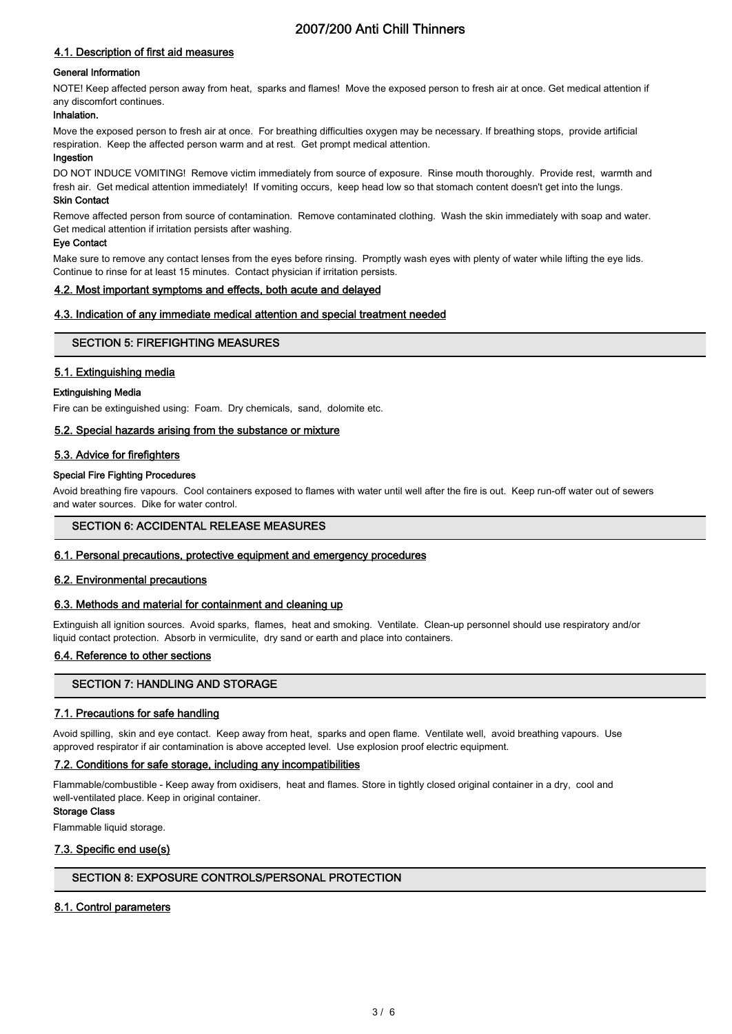### 4.1. Description of first aid measures

**General Information**

NOTE! Keep affected person away from heat, sparks and flames! Move the exposed person to fresh air at once. Get medical attention if any discomfort continues.

**Inhalation.**

Move the exposed person to fresh air at once. For breathing difficulties oxygen may be necessary. If breathing stops, provide artificial respiration. Keep the affected person warm and at rest. Get prompt medical attention.

**Ingestion**

DO NOT INDUCE VOMITING! Remove victim immediately from source of exposure. Rinse mouth thoroughly. Provide rest, warmth and fresh air. Get medical attention immediately! If vomiting occurs, keep head low so that stomach content doesn't get into the lungs.

**Skin Contact**

Remove affected person from source of contamination. Remove contaminated clothing. Wash the skin immediately with soap and water. Get medical attention if irritation persists after washing.

**Eye Contact**

Make sure to remove any contact lenses from the eyes before rinsing. Promptly wash eyes with plenty of water while lifting the eye lids. Continue to rinse for at least 15 minutes. Contact physician if irritation persists.

### 4.2. Most important symptoms and effects, both acute and delayed

### 4.3. Indication of any immediate medical attention and special treatment needed

## SECTION 5: FIREFIGHTING MEASURES

### 5.1. Extinguishing media

**Extinguishing Media**

Fire can be extinguished using: Foam. Dry chemicals, sand, dolomite etc.

### 5.2. Special hazards arising from the substance or mixture

### 5.3. Advice for firefighters

**Special Fire Fighting Procedures**

Avoid breathing fire vapours. Cool containers exposed to flames with water until well after the fire is out. Keep run-off water out of sewers and water sources. Dike for water control.

## SECTION 6: ACCIDENTAL RELEASE MEASURES

### 6.1. Personal precautions, protective equipment and emergency procedures

### 6.2. Environmental precautions

### 6.3. Methods and material for containment and cleaning up

Extinguish all ignition sources. Avoid sparks, flames, heat and smoking. Ventilate. Clean-up personnel should use respiratory and/or liquid contact protection. Absorb in vermiculite, dry sand or earth and place into containers.

### 6.4. Reference to other sections

## SECTION 7: HANDLING AND STORAGE

### 7.1. Precautions for safe handling

Avoid spilling, skin and eye contact. Keep away from heat, sparks and open flame. Ventilate well, avoid breathing vapours. Use approved respirator if air contamination is above accepted level. Use explosion proof electric equipment.

### 7.2. Conditions for safe storage, including any incompatibilities

Flammable/combustible - Keep away from oxidisers, heat and flames. Store in tightly closed original container in a dry, cool and well-ventilated place. Keep in original container.

**Storage Class**

Flammable liquid storage.

### 7.3. Specific end use(s)

## SECTION 8: EXPOSURE CONTROLS/PERSONAL PROTECTION

### 8.1. Control parameters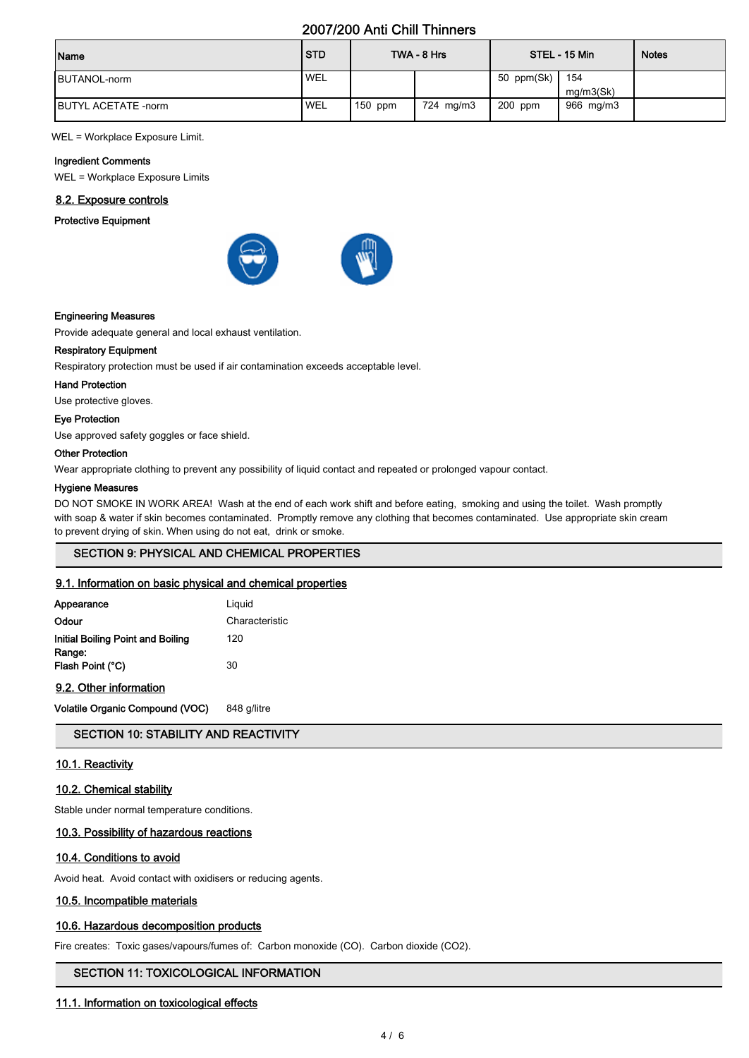| Name | STD | TWA - 8 Hrs | | STEL - 15 Min | | Notes |
|---|---|---|---|---|---|---|
| BUTANOL-norm | WEL | | | 50 ppm(Sk) | 154 mg/m3(Sk) | |
| BUTYL ACETATE -norm | WEL | 150 ppm | 724 mg/m3 | 200 ppm | 966 mg/m3 | |

WEL = Workplace Exposure Limit.

**Ingredient Comments**

WEL = Workplace Exposure Limits

### 8.2. Exposure controls

**Protective Equipment**

**Engineering Measures**

Provide adequate general and local exhaust ventilation.

**Respiratory Equipment**

Respiratory protection must be used if air contamination exceeds acceptable level.

**Hand Protection**

Use protective gloves.

**Eye Protection**

Use approved safety goggles or face shield.

**Other Protection**

Wear appropriate clothing to prevent any possibility of liquid contact and repeated or prolonged vapour contact.

**Hygiene Measures**

DO NOT SMOKE IN WORK AREA! Wash at the end of each work shift and before eating, smoking and using the toilet. Wash promptly with soap & water if skin becomes contaminated. Promptly remove any clothing that becomes contaminated. Use appropriate skin cream to prevent drying of skin. When using do not eat, drink or smoke.

## SECTION 9: PHYSICAL AND CHEMICAL PROPERTIES

### 9.1. Information on basic physical and chemical properties

| | |
|---|---|
| **Appearance** | Liquid |
| **Odour** | Characteristic |
| **Initial Boiling Point and Boiling Range:** | 120 |
| **Flash Point (°C)** | 30 |

### 9.2. Other information

| | |
|---|---|
| **Volatile Organic Compound (VOC)** | 848 g/litre |

## SECTION 10: STABILITY AND REACTIVITY

### 10.1. Reactivity

### 10.2. Chemical stability

Stable under normal temperature conditions.

### 10.3. Possibility of hazardous reactions

### 10.4. Conditions to avoid

Avoid heat. Avoid contact with oxidisers or reducing agents.

### 10.5. Incompatible materials

### 10.6. Hazardous decomposition products

Fire creates: Toxic gases/vapours/fumes of: Carbon monoxide (CO). Carbon dioxide ($CO_2$).

## SECTION 11: TOXICOLOGICAL INFORMATION

### 11.1. Information on toxicological effects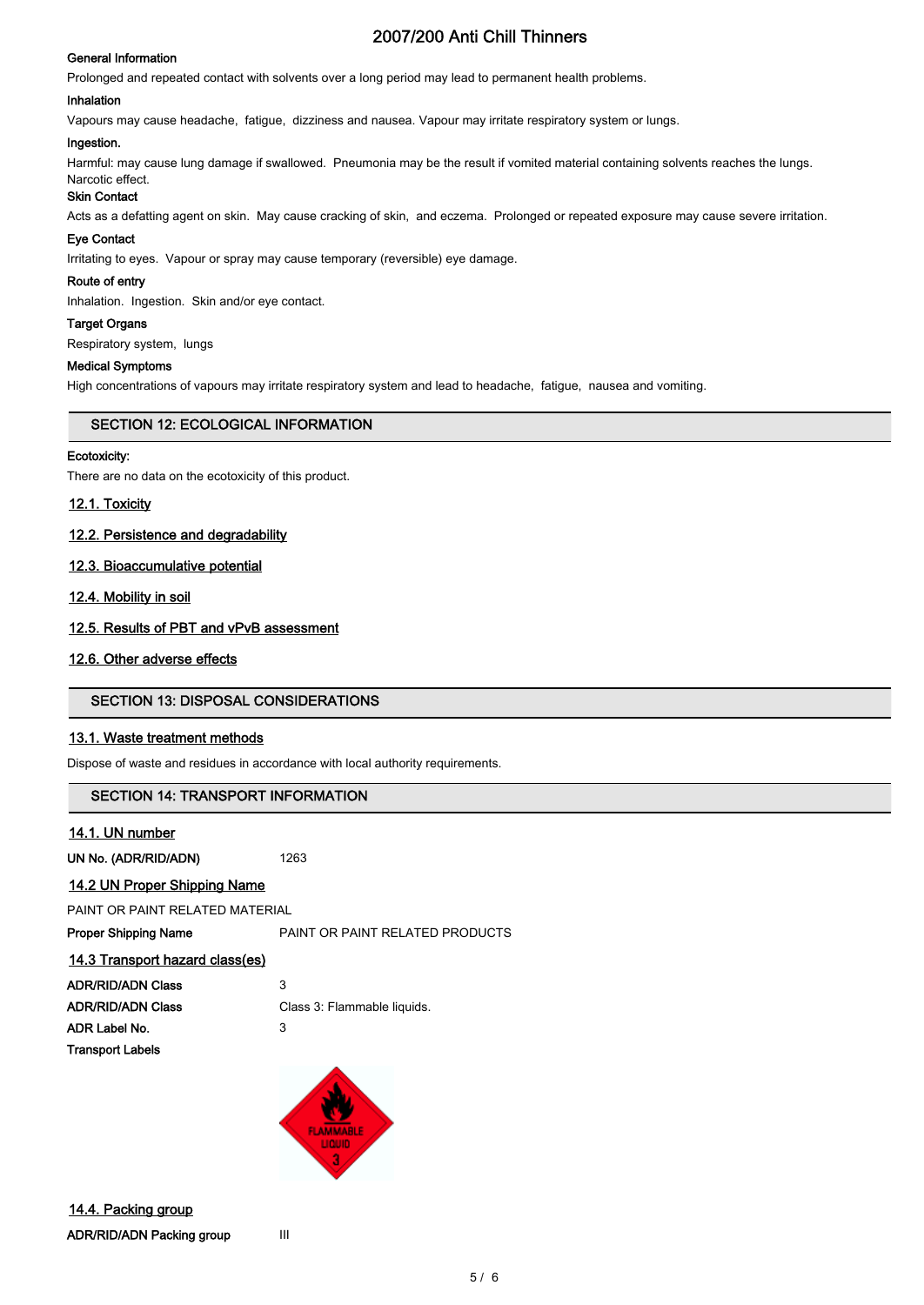**General Information**

Prolonged and repeated contact with solvents over a long period may lead to permanent health problems.

**Inhalation**

Vapours may cause headache, fatigue, dizziness and nausea. Vapour may irritate respiratory system or lungs.

**Ingestion.**

Harmful: may cause lung damage if swallowed. Pneumonia may be the result if vomited material containing solvents reaches the lungs. Narcotic effect.

**Skin Contact**

Acts as a defatting agent on skin. May cause cracking of skin, and eczema. Prolonged or repeated exposure may cause severe irritation.

**Eye Contact**

Irritating to eyes. Vapour or spray may cause temporary (reversible) eye damage.

**Route of entry**

Inhalation. Ingestion. Skin and/or eye contact.

**Target Organs**

Respiratory system, lungs

**Medical Symptoms**

High concentrations of vapours may irritate respiratory system and lead to headache, fatigue, nausea and vomiting.

## SECTION 12: ECOLOGICAL INFORMATION

**Ecotoxicity:**

There are no data on the ecotoxicity of this product.

### 12.1. Toxicity

### 12.2. Persistence and degradability

### 12.3. Bioaccumulative potential

### 12.4. Mobility in soil

### 12.5. Results of PBT and vPvB assessment

### 12.6. Other adverse effects

## SECTION 13: DISPOSAL CONSIDERATIONS

### 13.1. Waste treatment methods

Dispose of waste and residues in accordance with local authority requirements.

## SECTION 14: TRANSPORT INFORMATION

### 14.1. UN number

**UN No. (ADR/RID/ADN)** 1263

### 14.2 UN Proper Shipping Name

PAINT OR PAINT RELATED MATERIAL

**Proper Shipping Name** PAINT OR PAINT RELATED PRODUCTS

### 14.3 Transport hazard class(es)

**ADR/RID/ADN Class** 3

**ADR/RID/ADN Class** Class 3: Flammable liquids.

**ADR Label No.** 3

**Transport Labels**

### 14.4. Packing group

**ADR/RID/ADN Packing group** III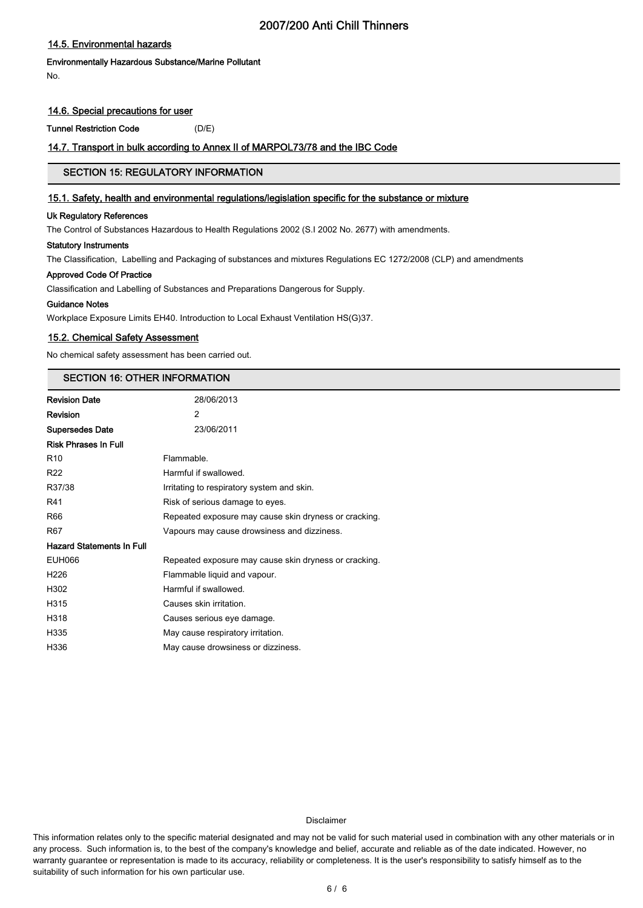### 14.5. Environmental hazards

**Environmentally Hazardous Substance/Marine Pollutant**

No.

### 14.6. Special precautions for user

**Tunnel Restriction Code** (D/E)

### 14.7. Transport in bulk according to Annex II of MARPOL73/78 and the IBC Code

## SECTION 15: REGULATORY INFORMATION

### 15.1. Safety, health and environmental regulations/legislation specific for the substance or mixture

**Uk Regulatory References**

The Control of Substances Hazardous to Health Regulations 2002 (S.I 2002 No. 2677) with amendments.

**Statutory Instruments**

The Classification, Labelling and Packaging of substances and mixtures Regulations EC 1272/2008 (CLP) and amendments

**Approved Code Of Practice**

Classification and Labelling of Substances and Preparations Dangerous for Supply.

**Guidance Notes**

Workplace Exposure Limits EH40. Introduction to Local Exhaust Ventilation HS(G)37.

### 15.2. Chemical Safety Assessment

No chemical safety assessment has been carried out.

## SECTION 16: OTHER INFORMATION

| | |
|---|---|
| **Revision Date** | 28/06/2013 |
| **Revision** | 2 |
| **Supersedes Date** | 23/06/2011 |

**Risk Phrases In Full**

| | |
|---|---|
| R10 | Flammable. |
| R22 | Harmful if swallowed. |
| R37/38 | Irritating to respiratory system and skin. |
| R41 | Risk of serious damage to eyes. |
| R66 | Repeated exposure may cause skin dryness or cracking. |
| R67 | Vapours may cause drowsiness and dizziness. |

**Hazard Statements In Full**

| | |
|---|---|
| EUH066 | Repeated exposure may cause skin dryness or cracking. |
| H226 | Flammable liquid and vapour. |
| H302 | Harmful if swallowed. |
| H315 | Causes skin irritation. |
| H318 | Causes serious eye damage. |
| H335 | May cause respiratory irritation. |
| H336 | May cause drowsiness or dizziness. |

Disclaimer

This information relates only to the specific material designated and may not be valid for such material used in combination with any other materials or in any process. Such information is, to the best of the company's knowledge and belief, accurate and reliable as of the date indicated. However, no warranty guarantee or representation is made to its accuracy, reliability or completeness. It is the user's responsibility to satisfy himself as to the suitability of such information for his own particular use.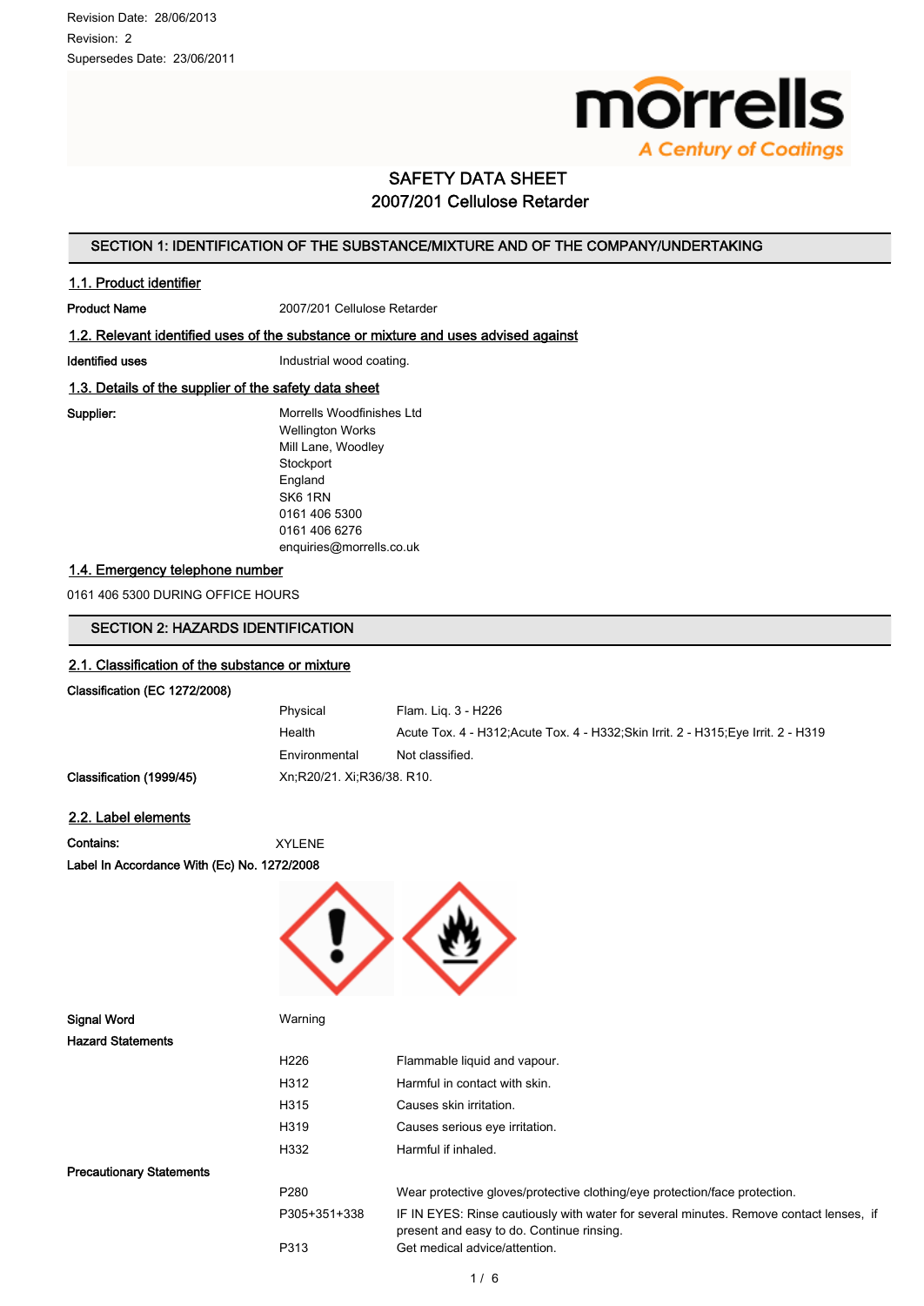Revision Date: 28/06/2013
Revision: 2
Supersedes Date: 23/06/2011

morrells
A Century of Coatings

# SAFETY DATA SHEET
# 2007/201 Cellulose Retarder

## SECTION 1: IDENTIFICATION OF THE SUBSTANCE/MIXTURE AND OF THE COMPANY/UNDERTAKING

### 1.1. Product identifier

**Product Name** 2007/201 Cellulose Retarder

### 1.2. Relevant identified uses of the substance or mixture and uses advised against

**Identified uses** Industrial wood coating.

### 1.3. Details of the supplier of the safety data sheet

**Supplier:**
Morrells Woodfinishes Ltd
Wellington Works
Mill Lane, Woodley
Stockport
England
SK6 1RN
0161 406 5300
0161 406 6276
enquiries@morrells.co.uk

### 1.4. Emergency telephone number

0161 406 5300 DURING OFFICE HOURS

## SECTION 2: HAZARDS IDENTIFICATION

### 2.1. Classification of the substance or mixture

**Classification (EC 1272/2008)**

| | |
|---|---|
| Physical | Flam. Liq. 3 - H226 |
| Health | Acute Tox. 4 - H312;Acute Tox. 4 - H332;Skin Irrit. 2 - H315;Eye Irrit. 2 - H319 |
| Environmental | Not classified. |

**Classification (1999/45)** Xn;R20/21. Xi;R36/38. R10.

### 2.2. Label elements

**Contains:** XYLENE

**Label In Accordance With (Ec) No. 1272/2008**

**Signal Word** Warning

**Hazard Statements**

| | |
|---|---|
| H226 | Flammable liquid and vapour. |
| H312 | Harmful in contact with skin. |
| H315 | Causes skin irritation. |
| H319 | Causes serious eye irritation. |
| H332 | Harmful if inhaled. |

**Precautionary Statements**

| | |
|---|---|
| P280 | Wear protective gloves/protective clothing/eye protection/face protection. |
| P305+351+338 | IF IN EYES: Rinse cautiously with water for several minutes. Remove contact lenses, if present and easy to do. Continue rinsing. |
| P313 | Get medical advice/attention. |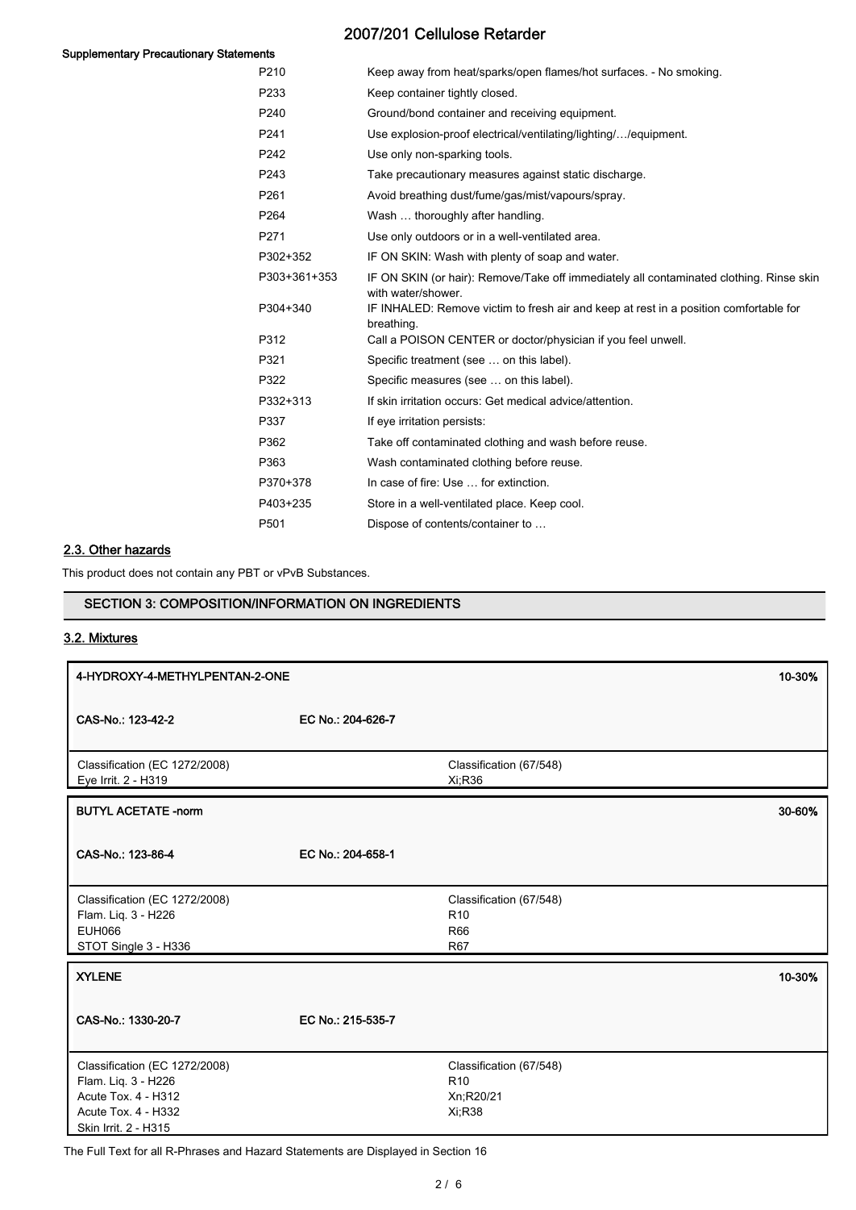**Supplementary Precautionary Statements**

| | |
|---|---|
| P210 | Keep away from heat/sparks/open flames/hot surfaces. - No smoking. |
| P233 | Keep container tightly closed. |
| P240 | Ground/bond container and receiving equipment. |
| P241 | Use explosion-proof electrical/ventilating/lighting/…/equipment. |
| P242 | Use only non-sparking tools. |
| P243 | Take precautionary measures against static discharge. |
| P261 | Avoid breathing dust/fume/gas/mist/vapours/spray. |
| P264 | Wash … thoroughly after handling. |
| P271 | Use only outdoors or in a well-ventilated area. |
| P302+352 | IF ON SKIN: Wash with plenty of soap and water. |
| P303+361+353 | IF ON SKIN (or hair): Remove/Take off immediately all contaminated clothing. Rinse skin with water/shower. |
| P304+340 | IF INHALED: Remove victim to fresh air and keep at rest in a position comfortable for breathing. |
| P312 | Call a POISON CENTER or doctor/physician if you feel unwell. |
| P321 | Specific treatment (see … on this label). |
| P322 | Specific measures (see … on this label). |
| P332+313 | If skin irritation occurs: Get medical advice/attention. |
| P337 | If eye irritation persists: |
| P362 | Take off contaminated clothing and wash before reuse. |
| P363 | Wash contaminated clothing before reuse. |
| P370+378 | In case of fire: Use … for extinction. |
| P403+235 | Store in a well-ventilated place. Keep cool. |
| P501 | Dispose of contents/container to … |

## 2.3. Other hazards

This product does not contain any PBT or vPvB Substances.

## SECTION 3: COMPOSITION/INFORMATION ON INGREDIENTS

### 3.2. Mixtures

| 4-HYDROXY-4-METHYLPENTAN-2-ONE | | 10-30% |
|---|---|---|
| CAS-No.: 123-42-2 | EC No.: 204-626-7 | |
| Classification (EC 1272/2008)<br>Eye Irrit. 2 - H319 | Classification (67/548)<br>Xi;R36 | |

| BUTYL ACETATE -norm | | 30-60% |
|---|---|---|
| CAS-No.: 123-86-4 | EC No.: 204-658-1 | |
| Classification (EC 1272/2008)<br>Flam. Liq. 3 - H226<br>EUH066<br>STOT Single 3 - H336 | Classification (67/548)<br>R10<br>R66<br>R67 | |

| XYLENE | | 10-30% |
|---|---|---|
| CAS-No.: 1330-20-7 | EC No.: 215-535-7 | |
| Classification (EC 1272/2008)<br>Flam. Liq. 3 - H226<br>Acute Tox. 4 - H312<br>Acute Tox. 4 - H332<br>Skin Irrit. 2 - H315 | Classification (67/548)<br>R10<br>Xn;R20/21<br>Xi;R38 | |

The Full Text for all R-Phrases and Hazard Statements are Displayed in Section 16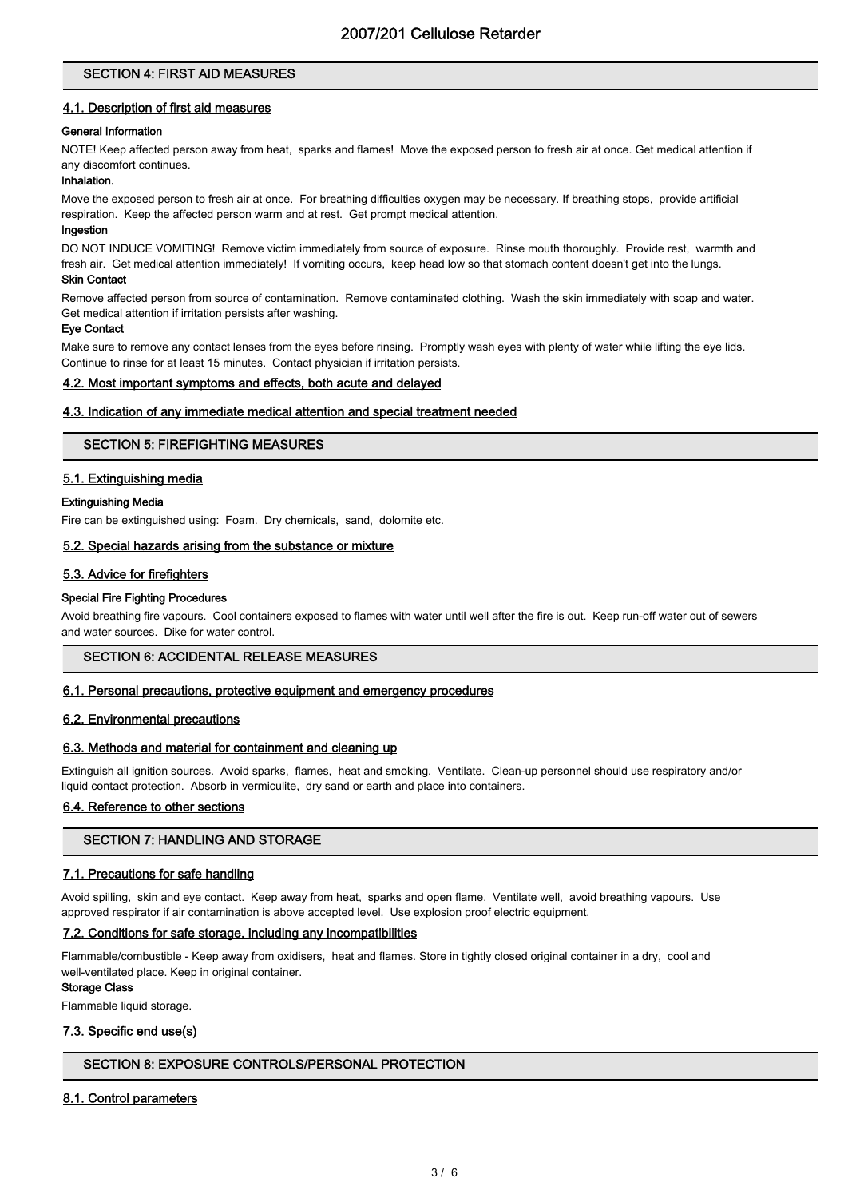## SECTION 4: FIRST AID MEASURES

### 4.1. Description of first aid measures

**General Information**

NOTE! Keep affected person away from heat, sparks and flames! Move the exposed person to fresh air at once. Get medical attention if any discomfort continues.

**Inhalation.**

Move the exposed person to fresh air at once. For breathing difficulties oxygen may be necessary. If breathing stops, provide artificial respiration. Keep the affected person warm and at rest. Get prompt medical attention.

**Ingestion**

DO NOT INDUCE VOMITING! Remove victim immediately from source of exposure. Rinse mouth thoroughly. Provide rest, warmth and fresh air. Get medical attention immediately! If vomiting occurs, keep head low so that stomach content doesn't get into the lungs.

**Skin Contact**

Remove affected person from source of contamination. Remove contaminated clothing. Wash the skin immediately with soap and water. Get medical attention if irritation persists after washing.

**Eye Contact**

Make sure to remove any contact lenses from the eyes before rinsing. Promptly wash eyes with plenty of water while lifting the eye lids. Continue to rinse for at least 15 minutes. Contact physician if irritation persists.

### 4.2. Most important symptoms and effects, both acute and delayed

### 4.3. Indication of any immediate medical attention and special treatment needed

## SECTION 5: FIREFIGHTING MEASURES

### 5.1. Extinguishing media

**Extinguishing Media**

Fire can be extinguished using: Foam. Dry chemicals, sand, dolomite etc.

### 5.2. Special hazards arising from the substance or mixture

### 5.3. Advice for firefighters

**Special Fire Fighting Procedures**

Avoid breathing fire vapours. Cool containers exposed to flames with water until well after the fire is out. Keep run-off water out of sewers and water sources. Dike for water control.

## SECTION 6: ACCIDENTAL RELEASE MEASURES

### 6.1. Personal precautions, protective equipment and emergency procedures

### 6.2. Environmental precautions

### 6.3. Methods and material for containment and cleaning up

Extinguish all ignition sources. Avoid sparks, flames, heat and smoking. Ventilate. Clean-up personnel should use respiratory and/or liquid contact protection. Absorb in vermiculite, dry sand or earth and place into containers.

### 6.4. Reference to other sections

## SECTION 7: HANDLING AND STORAGE

### 7.1. Precautions for safe handling

Avoid spilling, skin and eye contact. Keep away from heat, sparks and open flame. Ventilate well, avoid breathing vapours. Use approved respirator if air contamination is above accepted level. Use explosion proof electric equipment.

### 7.2. Conditions for safe storage, including any incompatibilities

Flammable/combustible - Keep away from oxidisers, heat and flames. Store in tightly closed original container in a dry, cool and well-ventilated place. Keep in original container.

**Storage Class**

Flammable liquid storage.

### 7.3. Specific end use(s)

## SECTION 8: EXPOSURE CONTROLS/PERSONAL PROTECTION

### 8.1. Control parameters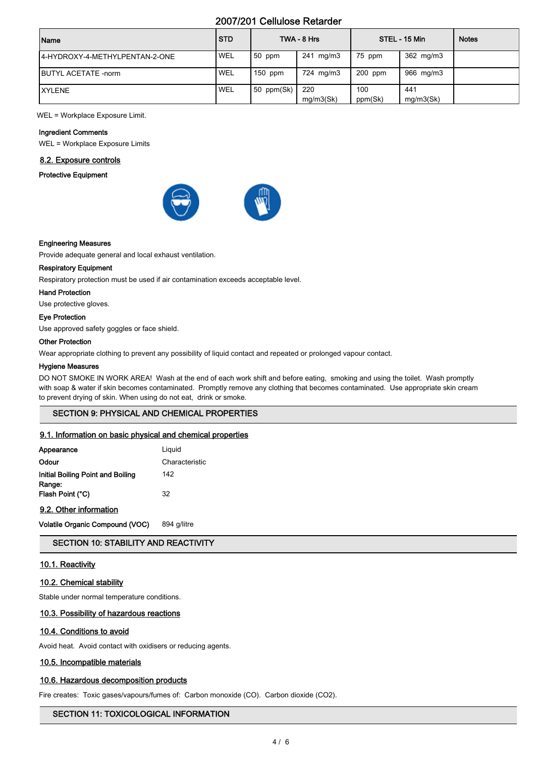| Name | STD | TWA - 8 Hrs | | STEL - 15 Min | | Notes |
|---|---|---|---|---|---|---|
| 4-HYDROXY-4-METHYLPENTAN-2-ONE | WEL | 50 ppm | 241 mg/m3 | 75 ppm | 362 mg/m3 | |
| BUTYL ACETATE -norm | WEL | 150 ppm | 724 mg/m3 | 200 ppm | 966 mg/m3 | |
| XYLENE | WEL | 50 ppm(Sk) | 220 mg/m3(Sk) | 100 ppm(Sk) | 441 mg/m3(Sk) | |

WEL = Workplace Exposure Limit.

**Ingredient Comments**

WEL = Workplace Exposure Limits

## 8.2. Exposure controls

**Protective Equipment**

**Engineering Measures**

Provide adequate general and local exhaust ventilation.

**Respiratory Equipment**

Respiratory protection must be used if air contamination exceeds acceptable level.

**Hand Protection**

Use protective gloves.

**Eye Protection**

Use approved safety goggles or face shield.

**Other Protection**

Wear appropriate clothing to prevent any possibility of liquid contact and repeated or prolonged vapour contact.

**Hygiene Measures**

DO NOT SMOKE IN WORK AREA! Wash at the end of each work shift and before eating, smoking and using the toilet. Wash promptly with soap & water if skin becomes contaminated. Promptly remove any clothing that becomes contaminated. Use appropriate skin cream to prevent drying of skin. When using do not eat, drink or smoke.

# SECTION 9: PHYSICAL AND CHEMICAL PROPERTIES

## 9.1. Information on basic physical and chemical properties

| | |
|---|---|
| **Appearance** | Liquid |
| **Odour** | Characteristic |
| **Initial Boiling Point and Boiling Range:** | 142 |
| **Flash Point (°C)** | 32 |

## 9.2. Other information

**Volatile Organic Compound (VOC)** 894 g/litre

# SECTION 10: STABILITY AND REACTIVITY

## 10.1. Reactivity

## 10.2. Chemical stability

Stable under normal temperature conditions.

## 10.3. Possibility of hazardous reactions

## 10.4. Conditions to avoid

Avoid heat. Avoid contact with oxidisers or reducing agents.

## 10.5. Incompatible materials

## 10.6. Hazardous decomposition products

Fire creates: Toxic gases/vapours/fumes of: Carbon monoxide (CO). Carbon dioxide (CO2).

# SECTION 11: TOXICOLOGICAL INFORMATION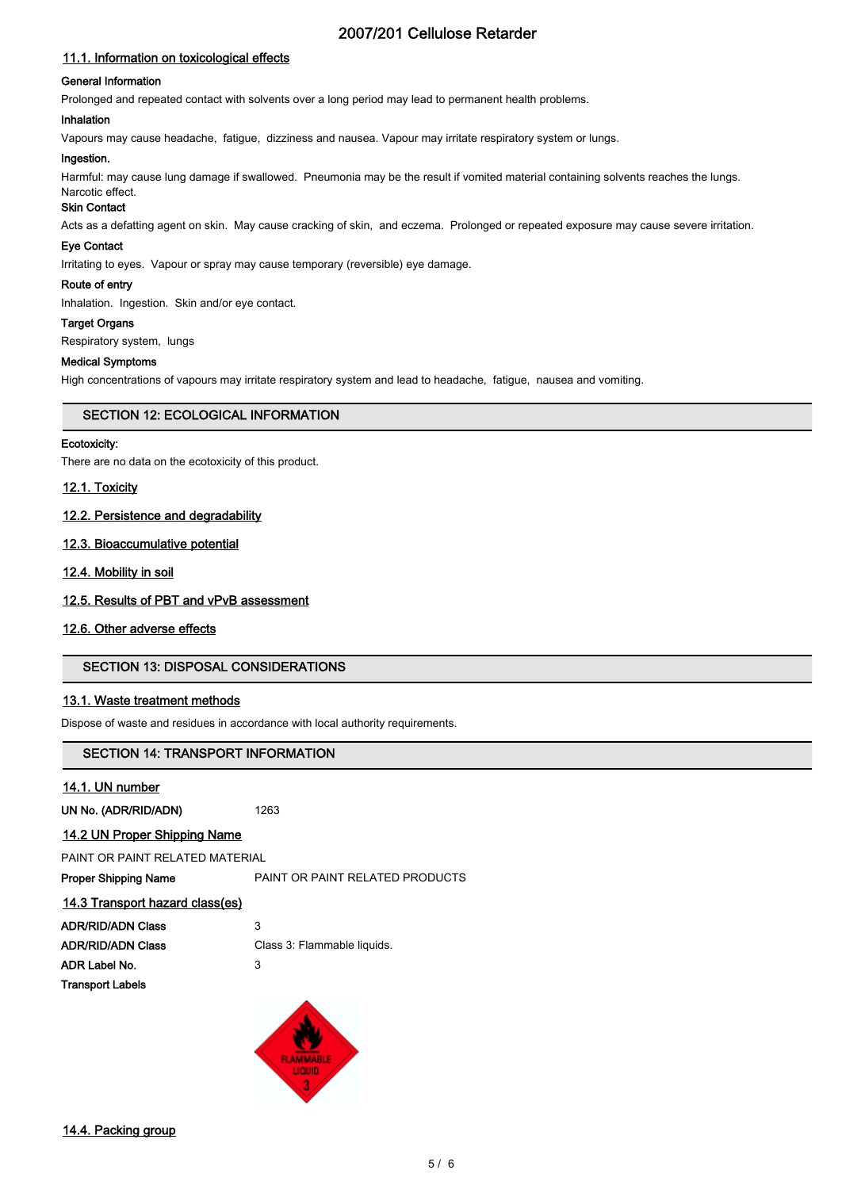### 11.1. Information on toxicological effects

**General Information**

Prolonged and repeated contact with solvents over a long period may lead to permanent health problems.

**Inhalation**

Vapours may cause headache, fatigue, dizziness and nausea. Vapour may irritate respiratory system or lungs.

**Ingestion.**

Harmful: may cause lung damage if swallowed. Pneumonia may be the result if vomited material containing solvents reaches the lungs. Narcotic effect.

**Skin Contact**

Acts as a defatting agent on skin. May cause cracking of skin, and eczema. Prolonged or repeated exposure may cause severe irritation.

**Eye Contact**

Irritating to eyes. Vapour or spray may cause temporary (reversible) eye damage.

**Route of entry**

Inhalation. Ingestion. Skin and/or eye contact.

**Target Organs**

Respiratory system, lungs

**Medical Symptoms**

High concentrations of vapours may irritate respiratory system and lead to headache, fatigue, nausea and vomiting.

## SECTION 12: ECOLOGICAL INFORMATION

**Ecotoxicity:**

There are no data on the ecotoxicity of this product.

### 12.1. Toxicity

### 12.2. Persistence and degradability

### 12.3. Bioaccumulative potential

### 12.4. Mobility in soil

### 12.5. Results of PBT and vPvB assessment

### 12.6. Other adverse effects

## SECTION 13: DISPOSAL CONSIDERATIONS

### 13.1. Waste treatment methods

Dispose of waste and residues in accordance with local authority requirements.

## SECTION 14: TRANSPORT INFORMATION

### 14.1. UN number

**UN No. (ADR/RID/ADN)** 1263

### 14.2 UN Proper Shipping Name

PAINT OR PAINT RELATED MATERIAL

**Proper Shipping Name** PAINT OR PAINT RELATED PRODUCTS

### 14.3 Transport hazard class(es)

**ADR/RID/ADN Class** 3

**ADR/RID/ADN Class** Class 3: Flammable liquids.

**ADR Label No.** 3

**Transport Labels**

### 14.4. Packing group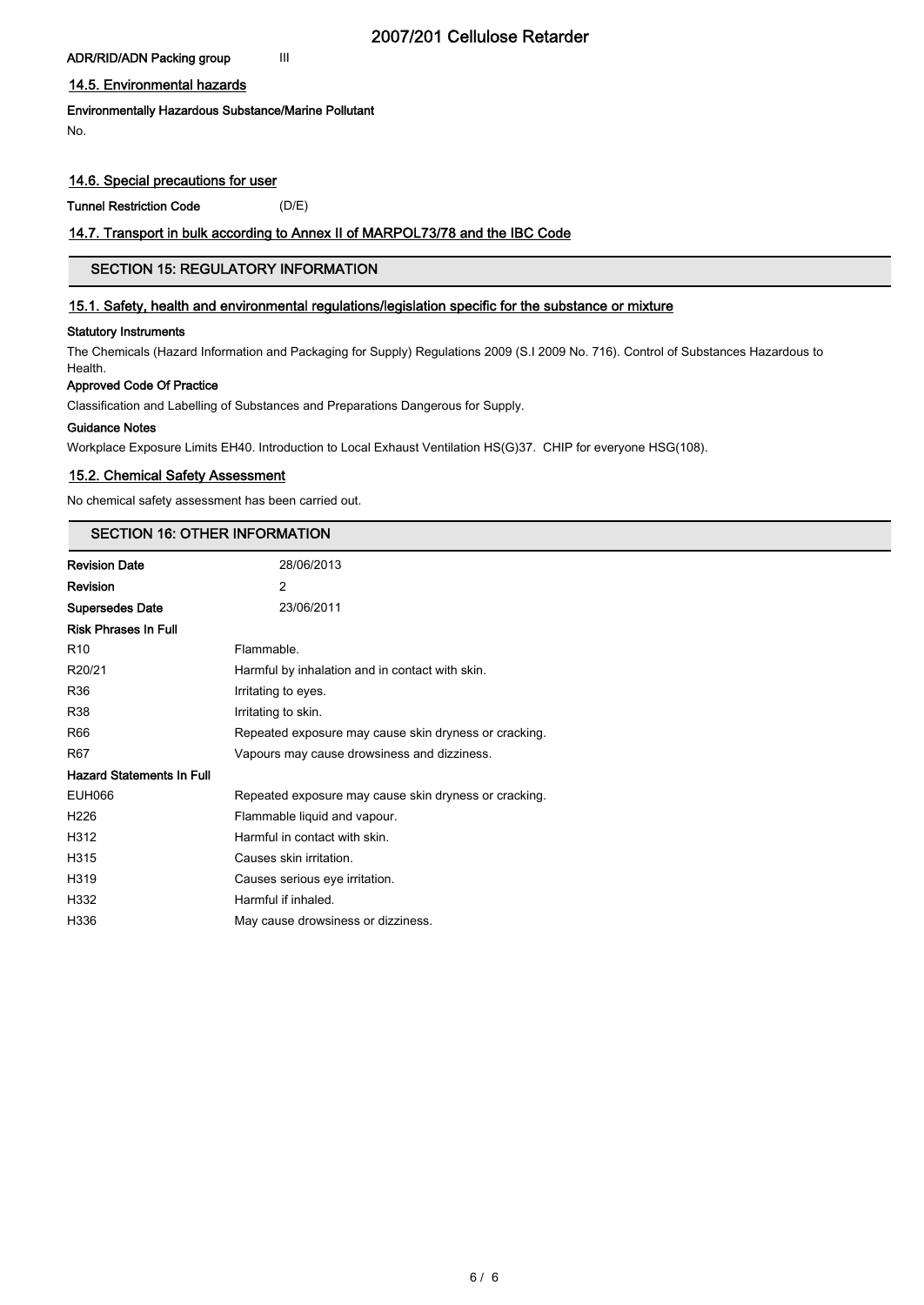**ADR/RID/ADN Packing group** III

### 14.5. Environmental hazards

**Environmentally Hazardous Substance/Marine Pollutant**

No.

### 14.6. Special precautions for user

**Tunnel Restriction Code** (D/E)

### 14.7. Transport in bulk according to Annex II of MARPOL73/78 and the IBC Code

## SECTION 15: REGULATORY INFORMATION

### 15.1. Safety, health and environmental regulations/legislation specific for the substance or mixture

**Statutory Instruments**

The Chemicals (Hazard Information and Packaging for Supply) Regulations 2009 (S.I 2009 No. 716). Control of Substances Hazardous to Health.

**Approved Code Of Practice**

Classification and Labelling of Substances and Preparations Dangerous for Supply.

**Guidance Notes**

Workplace Exposure Limits EH40. Introduction to Local Exhaust Ventilation HS(G)37. CHIP for everyone HSG(108).

### 15.2. Chemical Safety Assessment

No chemical safety assessment has been carried out.

## SECTION 16: OTHER INFORMATION

| | |
|---|---|
| **Revision Date** | 28/06/2013 |
| **Revision** | 2 |
| **Supersedes Date** | 23/06/2011 |

**Risk Phrases In Full**

| | |
|---|---|
| R10 | Flammable. |
| R20/21 | Harmful by inhalation and in contact with skin. |
| R36 | Irritating to eyes. |
| R38 | Irritating to skin. |
| R66 | Repeated exposure may cause skin dryness or cracking. |
| R67 | Vapours may cause drowsiness and dizziness. |

**Hazard Statements In Full**

| | |
|---|---|
| EUH066 | Repeated exposure may cause skin dryness or cracking. |
| H226 | Flammable liquid and vapour. |
| H312 | Harmful in contact with skin. |
| H315 | Causes skin irritation. |
| H319 | Causes serious eye irritation. |
| H332 | Harmful if inhaled. |
| H336 | May cause drowsiness or dizziness. |